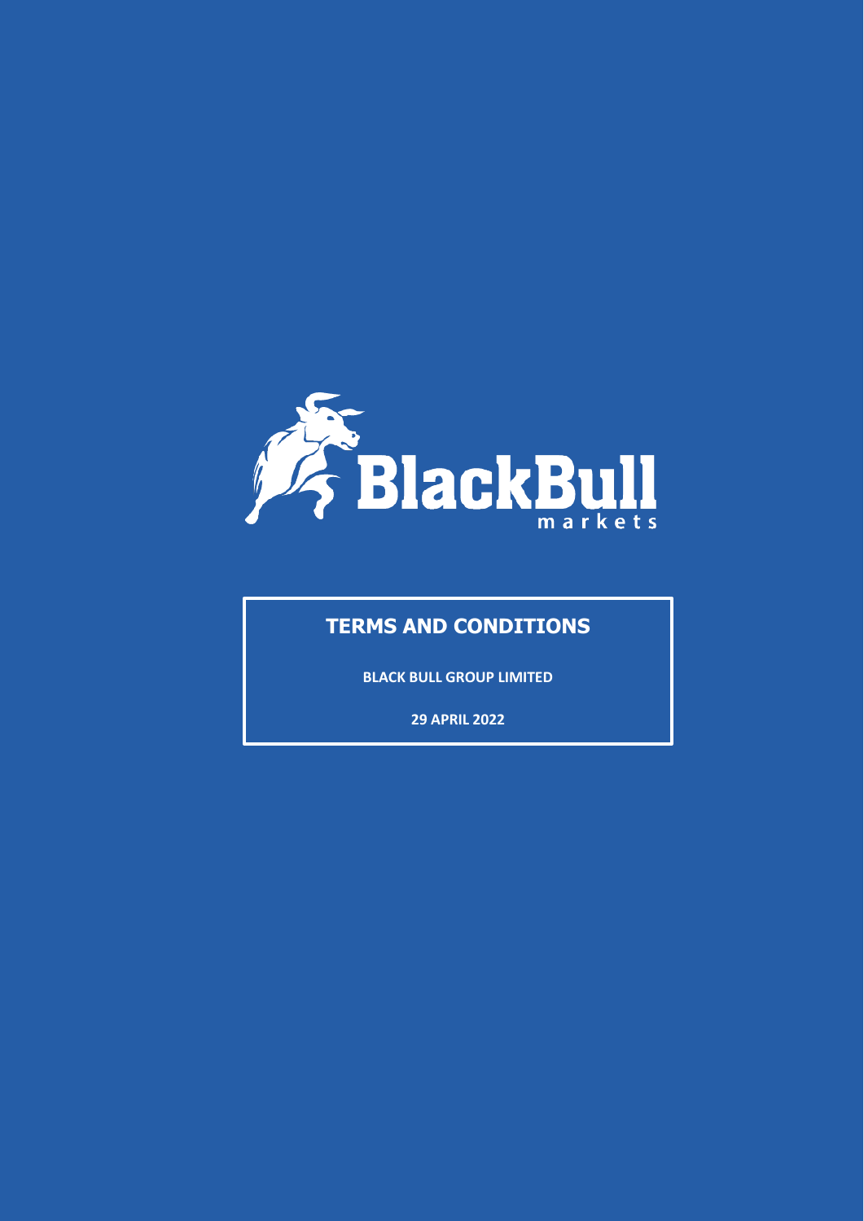# TERMS AND CONDITIONS

**BLACK BULL GROUP LIMITED**

**29 APRIL 2022**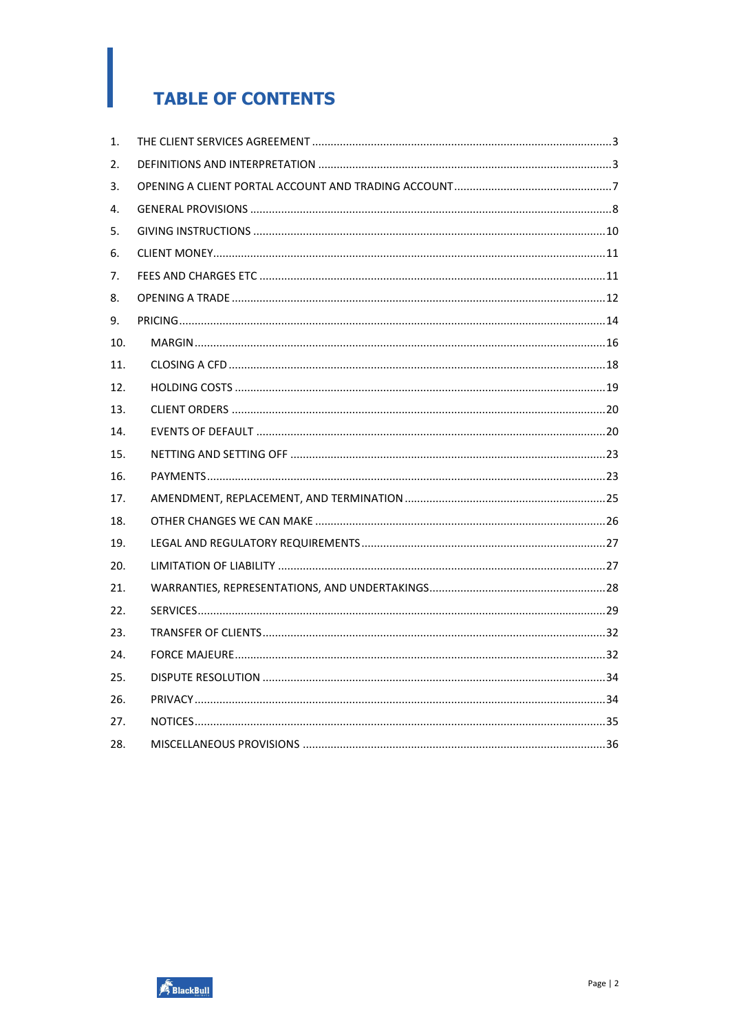# TABLE OF CONTENTS

1. THE CLIENT SERVICES AGREEMENT ........ 3
2. DEFINITIONS AND INTERPRETATION ........ 3
3. OPENING A CLIENT PORTAL ACCOUNT AND TRADING ACCOUNT ........ 7
4. GENERAL PROVISIONS ........ 8
5. GIVING INSTRUCTIONS ........ 10
6. CLIENT MONEY ........ 11
7. FEES AND CHARGES ETC ........ 11
8. OPENING A TRADE ........ 12
9. PRICING ........ 14
10. MARGIN ........ 16
11. CLOSING A CFD ........ 18
12. HOLDING COSTS ........ 19
13. CLIENT ORDERS ........ 20
14. EVENTS OF DEFAULT ........ 20
15. NETTING AND SETTING OFF ........ 23
16. PAYMENTS ........ 23
17. AMENDMENT, REPLACEMENT, AND TERMINATION ........ 25
18. OTHER CHANGES WE CAN MAKE ........ 26
19. LEGAL AND REGULATORY REQUIREMENTS ........ 27
20. LIMITATION OF LIABILITY ........ 27
21. WARRANTIES, REPRESENTATIONS, AND UNDERTAKINGS ........ 28
22. SERVICES ........ 29
23. TRANSFER OF CLIENTS ........ 32
24. FORCE MAJEURE ........ 32
25. DISPUTE RESOLUTION ........ 34
26. PRIVACY ........ 34
27. NOTICES ........ 35
28. MISCELLANEOUS PROVISIONS ........ 36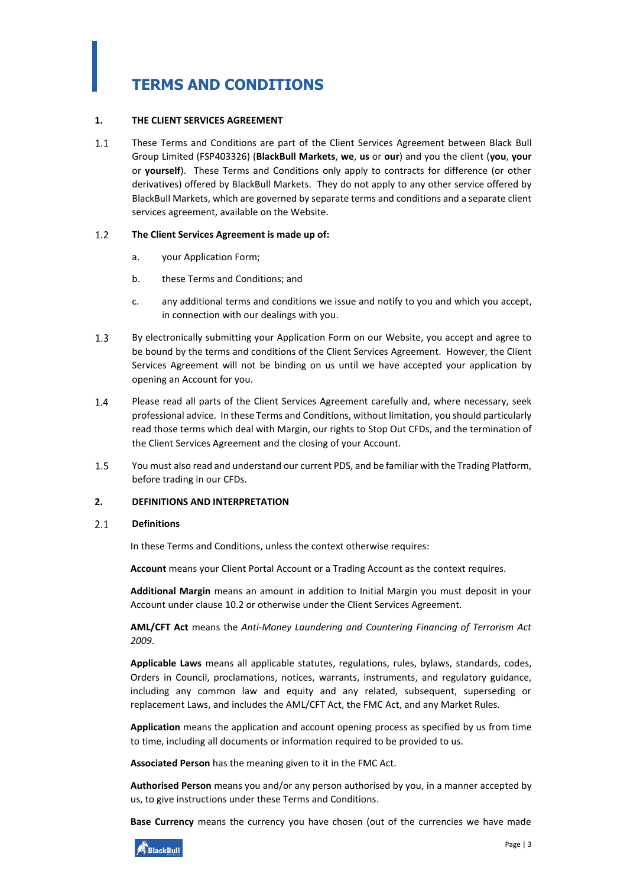# TERMS AND CONDITIONS

**1. THE CLIENT SERVICES AGREEMENT**

1.1 These Terms and Conditions are part of the Client Services Agreement between Black Bull Group Limited (FSP403326) (**BlackBull Markets**, **we**, **us** or **our**) and you the client (**you**, **your** or **yourself**). These Terms and Conditions only apply to contracts for difference (or other derivatives) offered by BlackBull Markets. They do not apply to any other service offered by BlackBull Markets, which are governed by separate terms and conditions and a separate client services agreement, available on the Website.

1.2 **The Client Services Agreement is made up of:**

a. your Application Form;

b. these Terms and Conditions; and

c. any additional terms and conditions we issue and notify to you and which you accept, in connection with our dealings with you.

1.3 By electronically submitting your Application Form on our Website, you accept and agree to be bound by the terms and conditions of the Client Services Agreement. However, the Client Services Agreement will not be binding on us until we have accepted your application by opening an Account for you.

1.4 Please read all parts of the Client Services Agreement carefully and, where necessary, seek professional advice. In these Terms and Conditions, without limitation, you should particularly read those terms which deal with Margin, our rights to Stop Out CFDs, and the termination of the Client Services Agreement and the closing of your Account.

1.5 You must also read and understand our current PDS, and be familiar with the Trading Platform, before trading in our CFDs.

**2. DEFINITIONS AND INTERPRETATION**

2.1 **Definitions**

In these Terms and Conditions, unless the context otherwise requires:

**Account** means your Client Portal Account or a Trading Account as the context requires.

**Additional Margin** means an amount in addition to Initial Margin you must deposit in your Account under clause 10.2 or otherwise under the Client Services Agreement.

**AML/CFT Act** means the *Anti-Money Laundering and Countering Financing of Terrorism Act 2009*.

**Applicable Laws** means all applicable statutes, regulations, rules, bylaws, standards, codes, Orders in Council, proclamations, notices, warrants, instruments, and regulatory guidance, including any common law and equity and any related, subsequent, superseding or replacement Laws, and includes the AML/CFT Act, the FMC Act, and any Market Rules.

**Application** means the application and account opening process as specified by us from time to time, including all documents or information required to be provided to us.

**Associated Person** has the meaning given to it in the FMC Act.

**Authorised Person** means you and/or any person authorised by you, in a manner accepted by us, to give instructions under these Terms and Conditions.

**Base Currency** means the currency you have chosen (out of the currencies we have made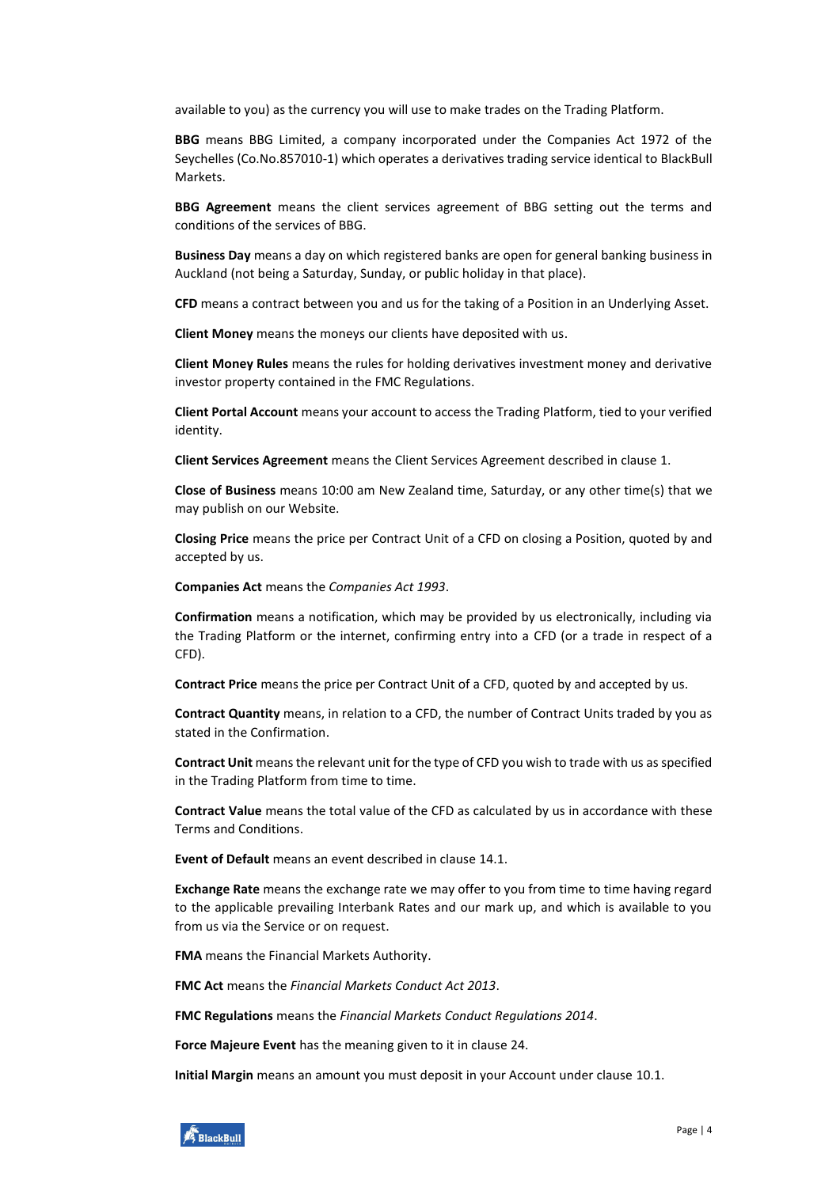available to you) as the currency you will use to make trades on the Trading Platform.

**BBG** means BBG Limited, a company incorporated under the Companies Act 1972 of the Seychelles (Co.No.857010-1) which operates a derivatives trading service identical to BlackBull Markets.

**BBG Agreement** means the client services agreement of BBG setting out the terms and conditions of the services of BBG.

**Business Day** means a day on which registered banks are open for general banking business in Auckland (not being a Saturday, Sunday, or public holiday in that place).

**CFD** means a contract between you and us for the taking of a Position in an Underlying Asset.

**Client Money** means the moneys our clients have deposited with us.

**Client Money Rules** means the rules for holding derivatives investment money and derivative investor property contained in the FMC Regulations.

**Client Portal Account** means your account to access the Trading Platform, tied to your verified identity.

**Client Services Agreement** means the Client Services Agreement described in clause 1.

**Close of Business** means 10:00 am New Zealand time, Saturday, or any other time(s) that we may publish on our Website.

**Closing Price** means the price per Contract Unit of a CFD on closing a Position, quoted by and accepted by us.

**Companies Act** means the *Companies Act 1993*.

**Confirmation** means a notification, which may be provided by us electronically, including via the Trading Platform or the internet, confirming entry into a CFD (or a trade in respect of a CFD).

**Contract Price** means the price per Contract Unit of a CFD, quoted by and accepted by us.

**Contract Quantity** means, in relation to a CFD, the number of Contract Units traded by you as stated in the Confirmation.

**Contract Unit** means the relevant unit for the type of CFD you wish to trade with us as specified in the Trading Platform from time to time.

**Contract Value** means the total value of the CFD as calculated by us in accordance with these Terms and Conditions.

**Event of Default** means an event described in clause 14.1.

**Exchange Rate** means the exchange rate we may offer to you from time to time having regard to the applicable prevailing Interbank Rates and our mark up, and which is available to you from us via the Service or on request.

**FMA** means the Financial Markets Authority.

**FMC Act** means the *Financial Markets Conduct Act 2013*.

**FMC Regulations** means the *Financial Markets Conduct Regulations 2014*.

**Force Majeure Event** has the meaning given to it in clause 24.

**Initial Margin** means an amount you must deposit in your Account under clause 10.1.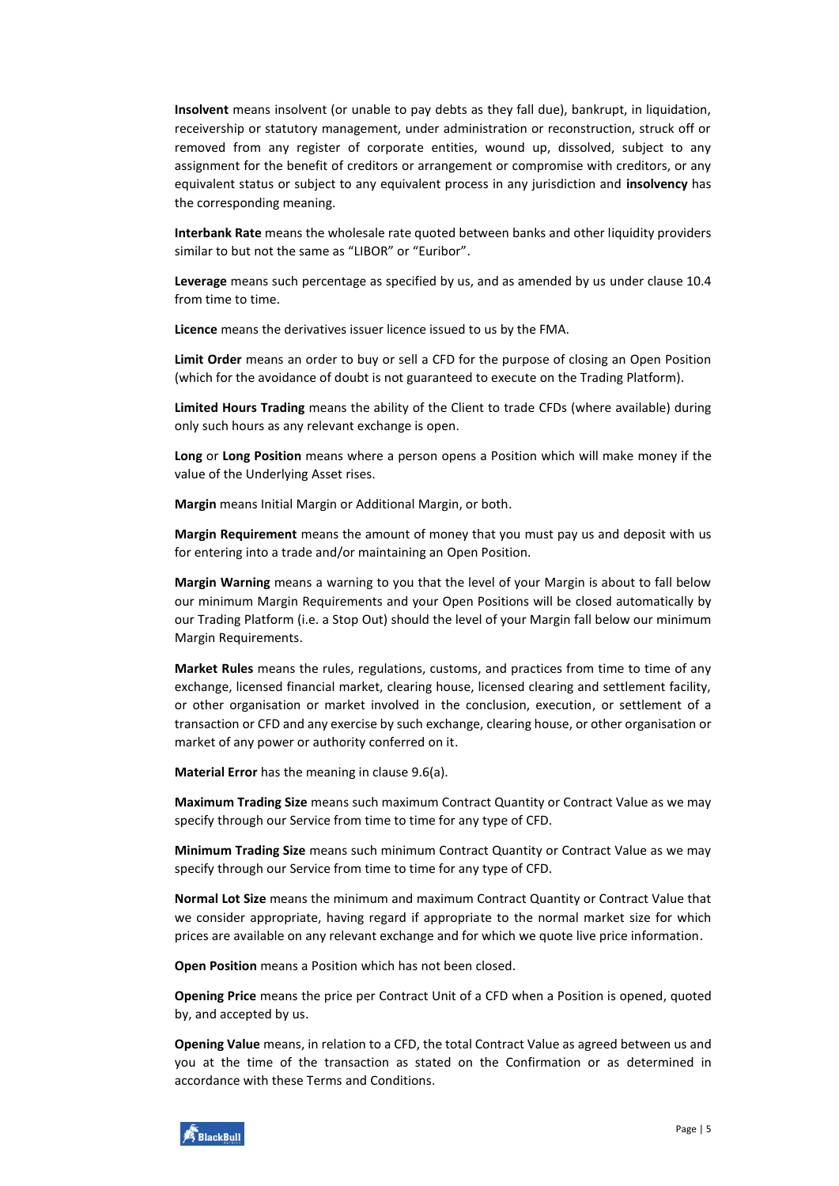**Insolvent** means insolvent (or unable to pay debts as they fall due), bankrupt, in liquidation, receivership or statutory management, under administration or reconstruction, struck off or removed from any register of corporate entities, wound up, dissolved, subject to any assignment for the benefit of creditors or arrangement or compromise with creditors, or any equivalent status or subject to any equivalent process in any jurisdiction and **insolvency** has the corresponding meaning.

**Interbank Rate** means the wholesale rate quoted between banks and other liquidity providers similar to but not the same as "LIBOR" or "Euribor".

**Leverage** means such percentage as specified by us, and as amended by us under clause 10.4 from time to time.

**Licence** means the derivatives issuer licence issued to us by the FMA.

**Limit Order** means an order to buy or sell a CFD for the purpose of closing an Open Position (which for the avoidance of doubt is not guaranteed to execute on the Trading Platform).

**Limited Hours Trading** means the ability of the Client to trade CFDs (where available) during only such hours as any relevant exchange is open.

**Long** or **Long Position** means where a person opens a Position which will make money if the value of the Underlying Asset rises.

**Margin** means Initial Margin or Additional Margin, or both.

**Margin Requirement** means the amount of money that you must pay us and deposit with us for entering into a trade and/or maintaining an Open Position.

**Margin Warning** means a warning to you that the level of your Margin is about to fall below our minimum Margin Requirements and your Open Positions will be closed automatically by our Trading Platform (i.e. a Stop Out) should the level of your Margin fall below our minimum Margin Requirements.

**Market Rules** means the rules, regulations, customs, and practices from time to time of any exchange, licensed financial market, clearing house, licensed clearing and settlement facility, or other organisation or market involved in the conclusion, execution, or settlement of a transaction or CFD and any exercise by such exchange, clearing house, or other organisation or market of any power or authority conferred on it.

**Material Error** has the meaning in clause 9.6(a).

**Maximum Trading Size** means such maximum Contract Quantity or Contract Value as we may specify through our Service from time to time for any type of CFD.

**Minimum Trading Size** means such minimum Contract Quantity or Contract Value as we may specify through our Service from time to time for any type of CFD.

**Normal Lot Size** means the minimum and maximum Contract Quantity or Contract Value that we consider appropriate, having regard if appropriate to the normal market size for which prices are available on any relevant exchange and for which we quote live price information.

**Open Position** means a Position which has not been closed.

**Opening Price** means the price per Contract Unit of a CFD when a Position is opened, quoted by, and accepted by us.

**Opening Value** means, in relation to a CFD, the total Contract Value as agreed between us and you at the time of the transaction as stated on the Confirmation or as determined in accordance with these Terms and Conditions.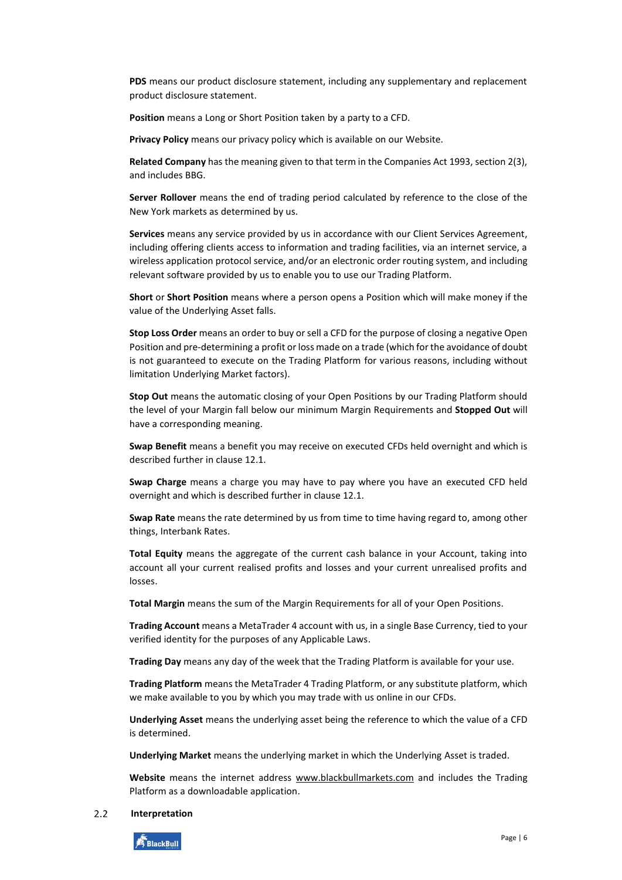**PDS** means our product disclosure statement, including any supplementary and replacement product disclosure statement.

**Position** means a Long or Short Position taken by a party to a CFD.

**Privacy Policy** means our privacy policy which is available on our Website.

**Related Company** has the meaning given to that term in the Companies Act 1993, section 2(3), and includes BBG.

**Server Rollover** means the end of trading period calculated by reference to the close of the New York markets as determined by us.

**Services** means any service provided by us in accordance with our Client Services Agreement, including offering clients access to information and trading facilities, via an internet service, a wireless application protocol service, and/or an electronic order routing system, and including relevant software provided by us to enable you to use our Trading Platform.

**Short** or **Short Position** means where a person opens a Position which will make money if the value of the Underlying Asset falls.

**Stop Loss Order** means an order to buy or sell a CFD for the purpose of closing a negative Open Position and pre-determining a profit or loss made on a trade (which for the avoidance of doubt is not guaranteed to execute on the Trading Platform for various reasons, including without limitation Underlying Market factors).

**Stop Out** means the automatic closing of your Open Positions by our Trading Platform should the level of your Margin fall below our minimum Margin Requirements and **Stopped Out** will have a corresponding meaning.

**Swap Benefit** means a benefit you may receive on executed CFDs held overnight and which is described further in clause 12.1.

**Swap Charge** means a charge you may have to pay where you have an executed CFD held overnight and which is described further in clause 12.1.

**Swap Rate** means the rate determined by us from time to time having regard to, among other things, Interbank Rates.

**Total Equity** means the aggregate of the current cash balance in your Account, taking into account all your current realised profits and losses and your current unrealised profits and losses.

**Total Margin** means the sum of the Margin Requirements for all of your Open Positions.

**Trading Account** means a MetaTrader 4 account with us, in a single Base Currency, tied to your verified identity for the purposes of any Applicable Laws.

**Trading Day** means any day of the week that the Trading Platform is available for your use.

**Trading Platform** means the MetaTrader 4 Trading Platform, or any substitute platform, which we make available to you by which you may trade with us online in our CFDs.

**Underlying Asset** means the underlying asset being the reference to which the value of a CFD is determined.

**Underlying Market** means the underlying market in which the Underlying Asset is traded.

**Website** means the internet address www.blackbullmarkets.com and includes the Trading Platform as a downloadable application.

## 2.2 Interpretation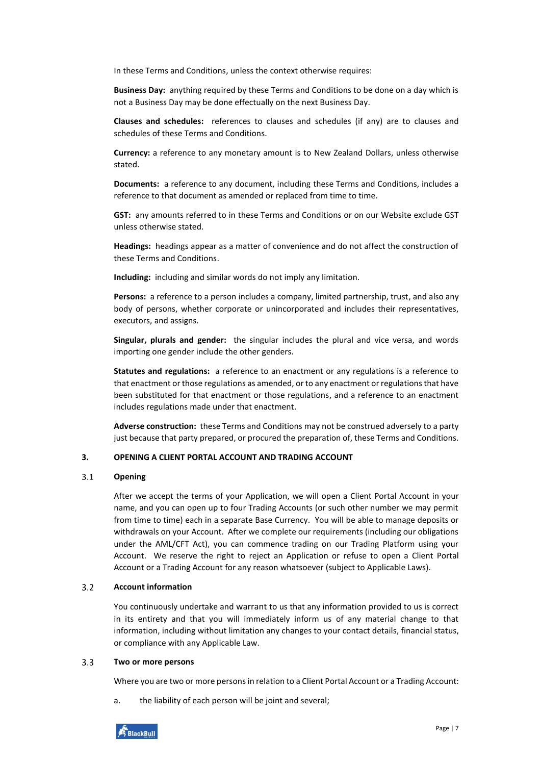In these Terms and Conditions, unless the context otherwise requires:

**Business Day:** anything required by these Terms and Conditions to be done on a day which is not a Business Day may be done effectually on the next Business Day.

**Clauses and schedules:** references to clauses and schedules (if any) are to clauses and schedules of these Terms and Conditions.

**Currency:** a reference to any monetary amount is to New Zealand Dollars, unless otherwise stated.

**Documents:** a reference to any document, including these Terms and Conditions, includes a reference to that document as amended or replaced from time to time.

**GST:** any amounts referred to in these Terms and Conditions or on our Website exclude GST unless otherwise stated.

**Headings:** headings appear as a matter of convenience and do not affect the construction of these Terms and Conditions.

**Including:** including and similar words do not imply any limitation.

**Persons:** a reference to a person includes a company, limited partnership, trust, and also any body of persons, whether corporate or unincorporated and includes their representatives, executors, and assigns.

**Singular, plurals and gender:** the singular includes the plural and vice versa, and words importing one gender include the other genders.

**Statutes and regulations:** a reference to an enactment or any regulations is a reference to that enactment or those regulations as amended, or to any enactment or regulations that have been substituted for that enactment or those regulations, and a reference to an enactment includes regulations made under that enactment.

**Adverse construction:** these Terms and Conditions may not be construed adversely to a party just because that party prepared, or procured the preparation of, these Terms and Conditions.

## 3. OPENING A CLIENT PORTAL ACCOUNT AND TRADING ACCOUNT

### 3.1 Opening

After we accept the terms of your Application, we will open a Client Portal Account in your name, and you can open up to four Trading Accounts (or such other number we may permit from time to time) each in a separate Base Currency. You will be able to manage deposits or withdrawals on your Account. After we complete our requirements (including our obligations under the AML/CFT Act), you can commence trading on our Trading Platform using your Account. We reserve the right to reject an Application or refuse to open a Client Portal Account or a Trading Account for any reason whatsoever (subject to Applicable Laws).

### 3.2 Account information

You continuously undertake and warrant to us that any information provided to us is correct in its entirety and that you will immediately inform us of any material change to that information, including without limitation any changes to your contact details, financial status, or compliance with any Applicable Law.

### 3.3 Two or more persons

Where you are two or more persons in relation to a Client Portal Account or a Trading Account:

a. the liability of each person will be joint and several;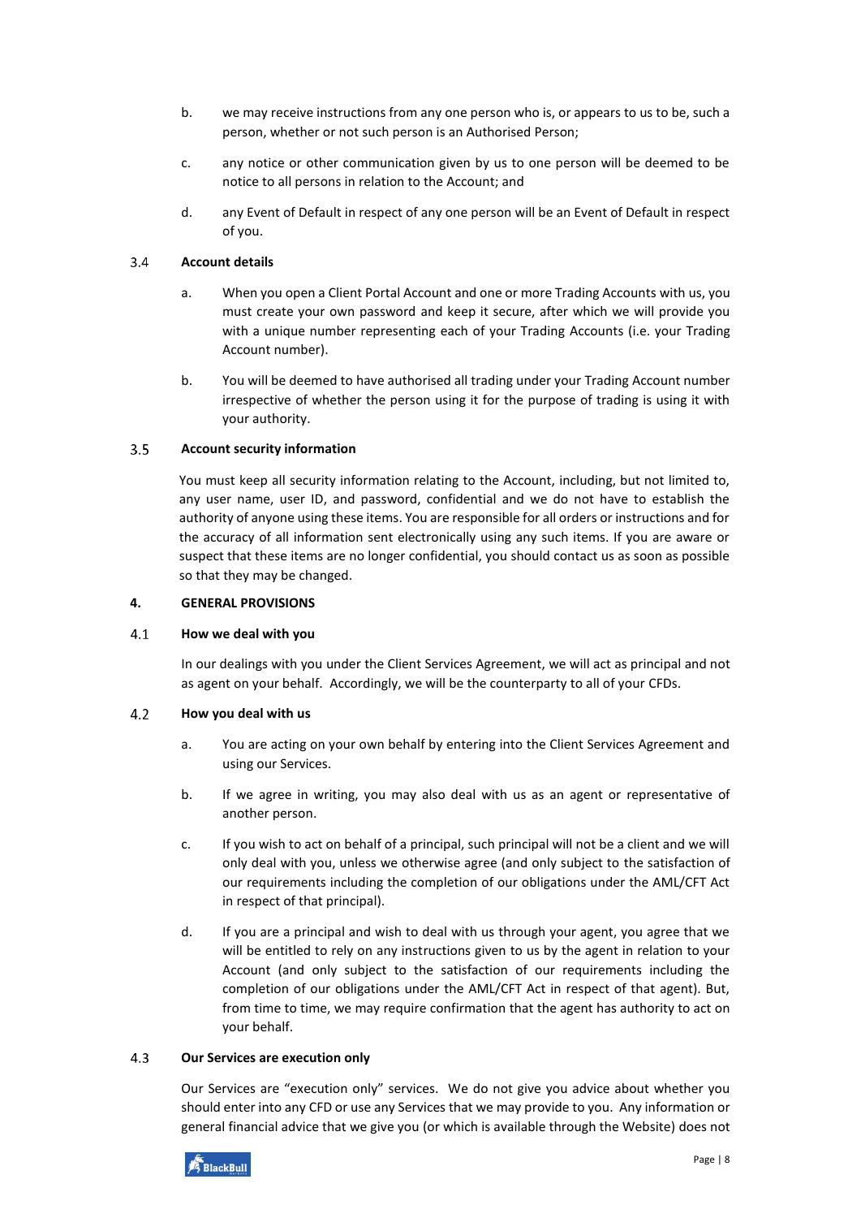b. we may receive instructions from any one person who is, or appears to us to be, such a person, whether or not such person is an Authorised Person;

c. any notice or other communication given by us to one person will be deemed to be notice to all persons in relation to the Account; and

d. any Event of Default in respect of any one person will be an Event of Default in respect of you.

### 3.4 Account details

a. When you open a Client Portal Account and one or more Trading Accounts with us, you must create your own password and keep it secure, after which we will provide you with a unique number representing each of your Trading Accounts (i.e. your Trading Account number).

b. You will be deemed to have authorised all trading under your Trading Account number irrespective of whether the person using it for the purpose of trading is using it with your authority.

### 3.5 Account security information

You must keep all security information relating to the Account, including, but not limited to, any user name, user ID, and password, confidential and we do not have to establish the authority of anyone using these items. You are responsible for all orders or instructions and for the accuracy of all information sent electronically using any such items. If you are aware or suspect that these items are no longer confidential, you should contact us as soon as possible so that they may be changed.

## 4. GENERAL PROVISIONS

### 4.1 How we deal with you

In our dealings with you under the Client Services Agreement, we will act as principal and not as agent on your behalf. Accordingly, we will be the counterparty to all of your CFDs.

### 4.2 How you deal with us

a. You are acting on your own behalf by entering into the Client Services Agreement and using our Services.

b. If we agree in writing, you may also deal with us as an agent or representative of another person.

c. If you wish to act on behalf of a principal, such principal will not be a client and we will only deal with you, unless we otherwise agree (and only subject to the satisfaction of our requirements including the completion of our obligations under the AML/CFT Act in respect of that principal).

d. If you are a principal and wish to deal with us through your agent, you agree that we will be entitled to rely on any instructions given to us by the agent in relation to your Account (and only subject to the satisfaction of our requirements including the completion of our obligations under the AML/CFT Act in respect of that agent). But, from time to time, we may require confirmation that the agent has authority to act on your behalf.

### 4.3 Our Services are execution only

Our Services are "execution only" services. We do not give you advice about whether you should enter into any CFD or use any Services that we may provide to you. Any information or general financial advice that we give you (or which is available through the Website) does not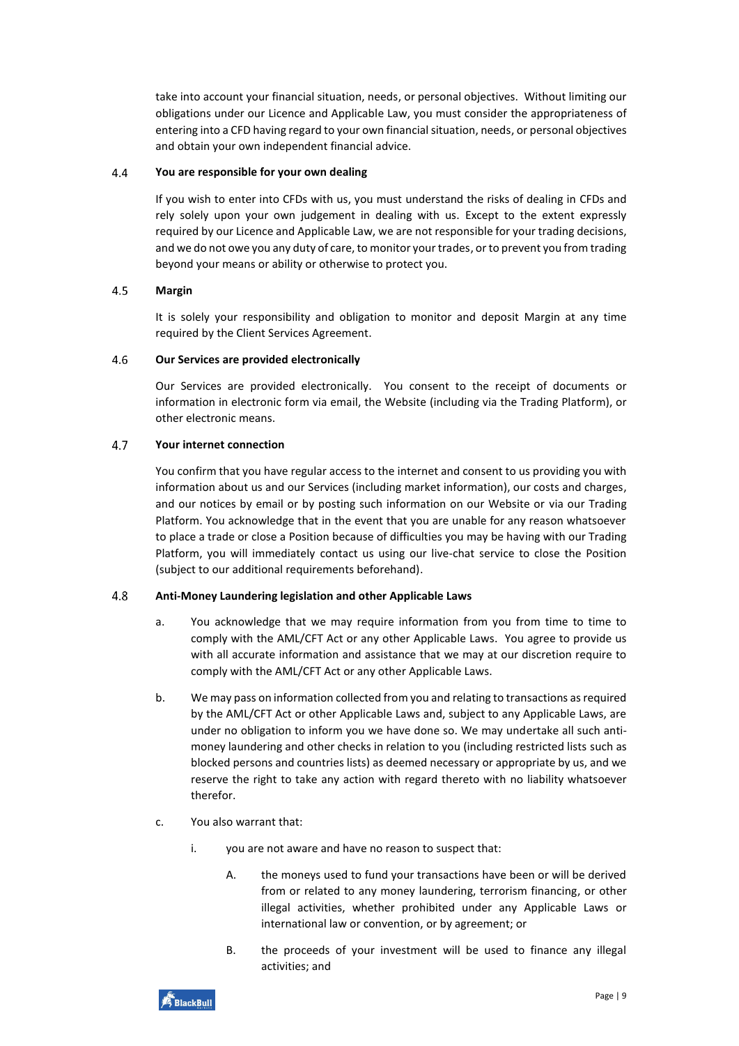take into account your financial situation, needs, or personal objectives. Without limiting our obligations under our Licence and Applicable Law, you must consider the appropriateness of entering into a CFD having regard to your own financial situation, needs, or personal objectives and obtain your own independent financial advice.

### 4.4 You are responsible for your own dealing

If you wish to enter into CFDs with us, you must understand the risks of dealing in CFDs and rely solely upon your own judgement in dealing with us. Except to the extent expressly required by our Licence and Applicable Law, we are not responsible for your trading decisions, and we do not owe you any duty of care, to monitor your trades, or to prevent you from trading beyond your means or ability or otherwise to protect you.

### 4.5 Margin

It is solely your responsibility and obligation to monitor and deposit Margin at any time required by the Client Services Agreement.

### 4.6 Our Services are provided electronically

Our Services are provided electronically. You consent to the receipt of documents or information in electronic form via email, the Website (including via the Trading Platform), or other electronic means.

### 4.7 Your internet connection

You confirm that you have regular access to the internet and consent to us providing you with information about us and our Services (including market information), our costs and charges, and our notices by email or by posting such information on our Website or via our Trading Platform. You acknowledge that in the event that you are unable for any reason whatsoever to place a trade or close a Position because of difficulties you may be having with our Trading Platform, you will immediately contact us using our live-chat service to close the Position (subject to our additional requirements beforehand).

### 4.8 Anti-Money Laundering legislation and other Applicable Laws

a. You acknowledge that we may require information from you from time to time to comply with the AML/CFT Act or any other Applicable Laws. You agree to provide us with all accurate information and assistance that we may at our discretion require to comply with the AML/CFT Act or any other Applicable Laws.

b. We may pass on information collected from you and relating to transactions as required by the AML/CFT Act or other Applicable Laws and, subject to any Applicable Laws, are under no obligation to inform you we have done so. We may undertake all such anti-money laundering and other checks in relation to you (including restricted lists such as blocked persons and countries lists) as deemed necessary or appropriate by us, and we reserve the right to take any action with regard thereto with no liability whatsoever therefor.

c. You also warrant that:

   i. you are not aware and have no reason to suspect that:

      A. the moneys used to fund your transactions have been or will be derived from or related to any money laundering, terrorism financing, or other illegal activities, whether prohibited under any Applicable Laws or international law or convention, or by agreement; or

      B. the proceeds of your investment will be used to finance any illegal activities; and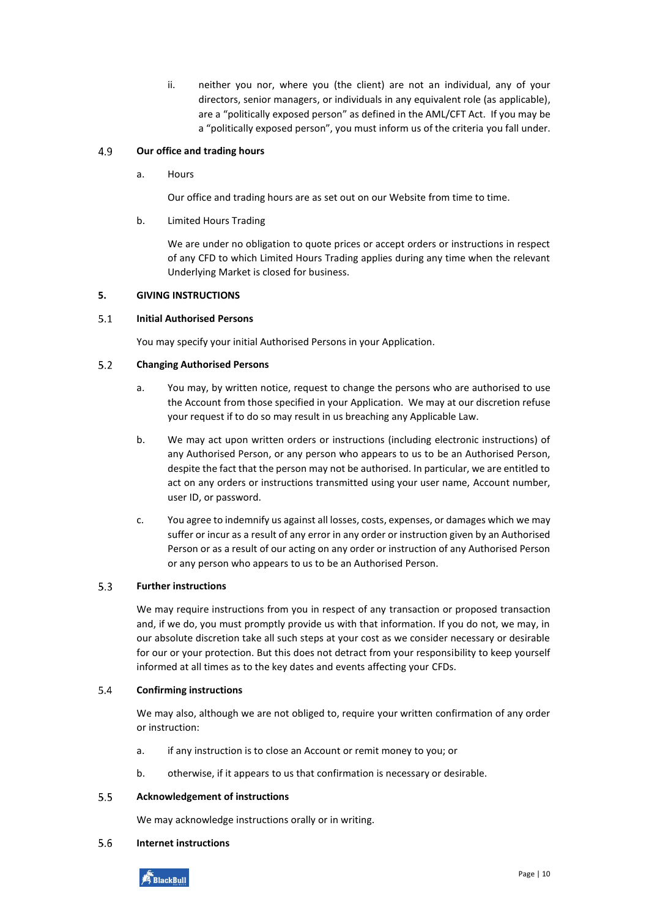ii. neither you nor, where you (the client) are not an individual, any of your directors, senior managers, or individuals in any equivalent role (as applicable), are a "politically exposed person" as defined in the AML/CFT Act. If you may be a "politically exposed person", you must inform us of the criteria you fall under.

### 4.9 Our office and trading hours

a. Hours

Our office and trading hours are as set out on our Website from time to time.

b. Limited Hours Trading

We are under no obligation to quote prices or accept orders or instructions in respect of any CFD to which Limited Hours Trading applies during any time when the relevant Underlying Market is closed for business.

## 5. GIVING INSTRUCTIONS

### 5.1 Initial Authorised Persons

You may specify your initial Authorised Persons in your Application.

### 5.2 Changing Authorised Persons

a. You may, by written notice, request to change the persons who are authorised to use the Account from those specified in your Application. We may at our discretion refuse your request if to do so may result in us breaching any Applicable Law.

b. We may act upon written orders or instructions (including electronic instructions) of any Authorised Person, or any person who appears to us to be an Authorised Person, despite the fact that the person may not be authorised. In particular, we are entitled to act on any orders or instructions transmitted using your user name, Account number, user ID, or password.

c. You agree to indemnify us against all losses, costs, expenses, or damages which we may suffer or incur as a result of any error in any order or instruction given by an Authorised Person or as a result of our acting on any order or instruction of any Authorised Person or any person who appears to us to be an Authorised Person.

### 5.3 Further instructions

We may require instructions from you in respect of any transaction or proposed transaction and, if we do, you must promptly provide us with that information. If you do not, we may, in our absolute discretion take all such steps at your cost as we consider necessary or desirable for our or your protection. But this does not detract from your responsibility to keep yourself informed at all times as to the key dates and events affecting your CFDs.

### 5.4 Confirming instructions

We may also, although we are not obliged to, require your written confirmation of any order or instruction:

a. if any instruction is to close an Account or remit money to you; or

b. otherwise, if it appears to us that confirmation is necessary or desirable.

### 5.5 Acknowledgement of instructions

We may acknowledge instructions orally or in writing.

### 5.6 Internet instructions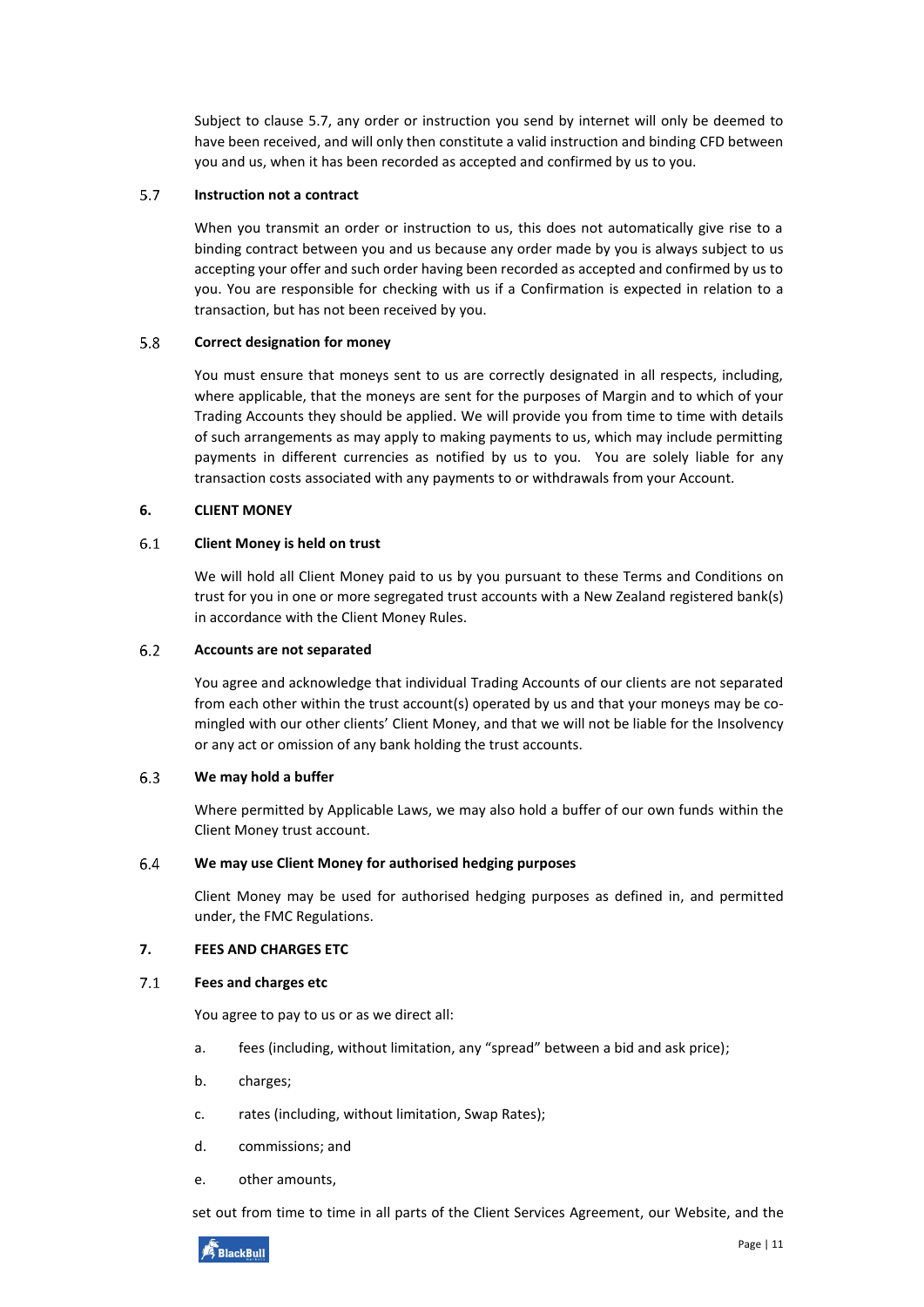Subject to clause 5.7, any order or instruction you send by internet will only be deemed to have been received, and will only then constitute a valid instruction and binding CFD between you and us, when it has been recorded as accepted and confirmed by us to you.

### 5.7 Instruction not a contract

When you transmit an order or instruction to us, this does not automatically give rise to a binding contract between you and us because any order made by you is always subject to us accepting your offer and such order having been recorded as accepted and confirmed by us to you. You are responsible for checking with us if a Confirmation is expected in relation to a transaction, but has not been received by you.

### 5.8 Correct designation for money

You must ensure that moneys sent to us are correctly designated in all respects, including, where applicable, that the moneys are sent for the purposes of Margin and to which of your Trading Accounts they should be applied. We will provide you from time to time with details of such arrangements as may apply to making payments to us, which may include permitting payments in different currencies as notified by us to you. You are solely liable for any transaction costs associated with any payments to or withdrawals from your Account.

## 6. CLIENT MONEY

### 6.1 Client Money is held on trust

We will hold all Client Money paid to us by you pursuant to these Terms and Conditions on trust for you in one or more segregated trust accounts with a New Zealand registered bank(s) in accordance with the Client Money Rules.

### 6.2 Accounts are not separated

You agree and acknowledge that individual Trading Accounts of our clients are not separated from each other within the trust account(s) operated by us and that your moneys may be co-mingled with our other clients' Client Money, and that we will not be liable for the Insolvency or any act or omission of any bank holding the trust accounts.

### 6.3 We may hold a buffer

Where permitted by Applicable Laws, we may also hold a buffer of our own funds within the Client Money trust account.

### 6.4 We may use Client Money for authorised hedging purposes

Client Money may be used for authorised hedging purposes as defined in, and permitted under, the FMC Regulations.

## 7. FEES AND CHARGES ETC

### 7.1 Fees and charges etc

You agree to pay to us or as we direct all:

a. fees (including, without limitation, any "spread" between a bid and ask price);

b. charges;

c. rates (including, without limitation, Swap Rates);

d. commissions; and

e. other amounts,

set out from time to time in all parts of the Client Services Agreement, our Website, and the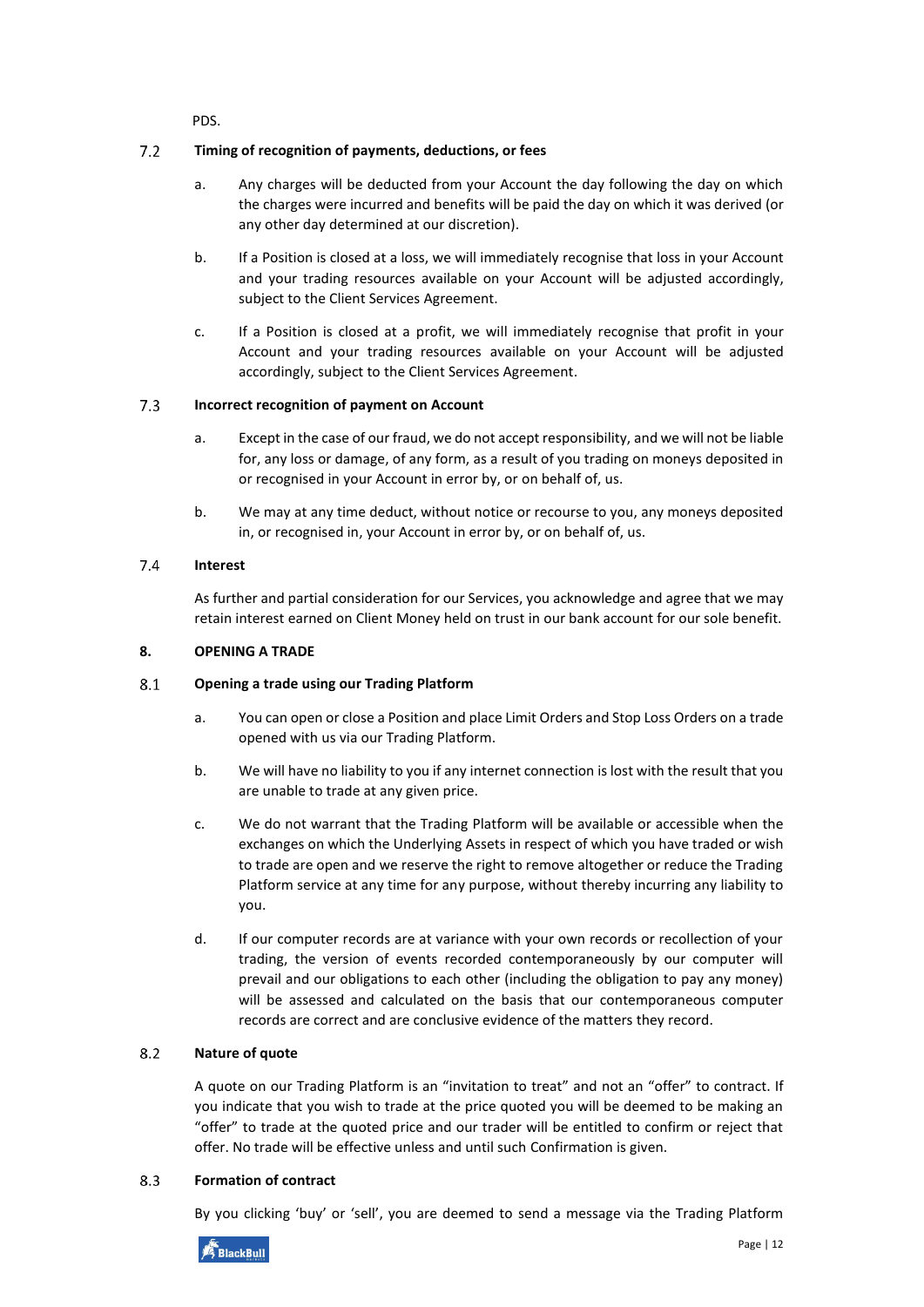PDS.

### 7.2 Timing of recognition of payments, deductions, or fees

a. Any charges will be deducted from your Account the day following the day on which the charges were incurred and benefits will be paid the day on which it was derived (or any other day determined at our discretion).

b. If a Position is closed at a loss, we will immediately recognise that loss in your Account and your trading resources available on your Account will be adjusted accordingly, subject to the Client Services Agreement.

c. If a Position is closed at a profit, we will immediately recognise that profit in your Account and your trading resources available on your Account will be adjusted accordingly, subject to the Client Services Agreement.

### 7.3 Incorrect recognition of payment on Account

a. Except in the case of our fraud, we do not accept responsibility, and we will not be liable for, any loss or damage, of any form, as a result of you trading on moneys deposited in or recognised in your Account in error by, or on behalf of, us.

b. We may at any time deduct, without notice or recourse to you, any moneys deposited in, or recognised in, your Account in error by, or on behalf of, us.

### 7.4 Interest

As further and partial consideration for our Services, you acknowledge and agree that we may retain interest earned on Client Money held on trust in our bank account for our sole benefit.

## 8. OPENING A TRADE

### 8.1 Opening a trade using our Trading Platform

a. You can open or close a Position and place Limit Orders and Stop Loss Orders on a trade opened with us via our Trading Platform.

b. We will have no liability to you if any internet connection is lost with the result that you are unable to trade at any given price.

c. We do not warrant that the Trading Platform will be available or accessible when the exchanges on which the Underlying Assets in respect of which you have traded or wish to trade are open and we reserve the right to remove altogether or reduce the Trading Platform service at any time for any purpose, without thereby incurring any liability to you.

d. If our computer records are at variance with your own records or recollection of your trading, the version of events recorded contemporaneously by our computer will prevail and our obligations to each other (including the obligation to pay any money) will be assessed and calculated on the basis that our contemporaneous computer records are correct and are conclusive evidence of the matters they record.

### 8.2 Nature of quote

A quote on our Trading Platform is an "invitation to treat" and not an "offer" to contract. If you indicate that you wish to trade at the price quoted you will be deemed to be making an "offer" to trade at the quoted price and our trader will be entitled to confirm or reject that offer. No trade will be effective unless and until such Confirmation is given.

### 8.3 Formation of contract

By you clicking 'buy' or 'sell', you are deemed to send a message via the Trading Platform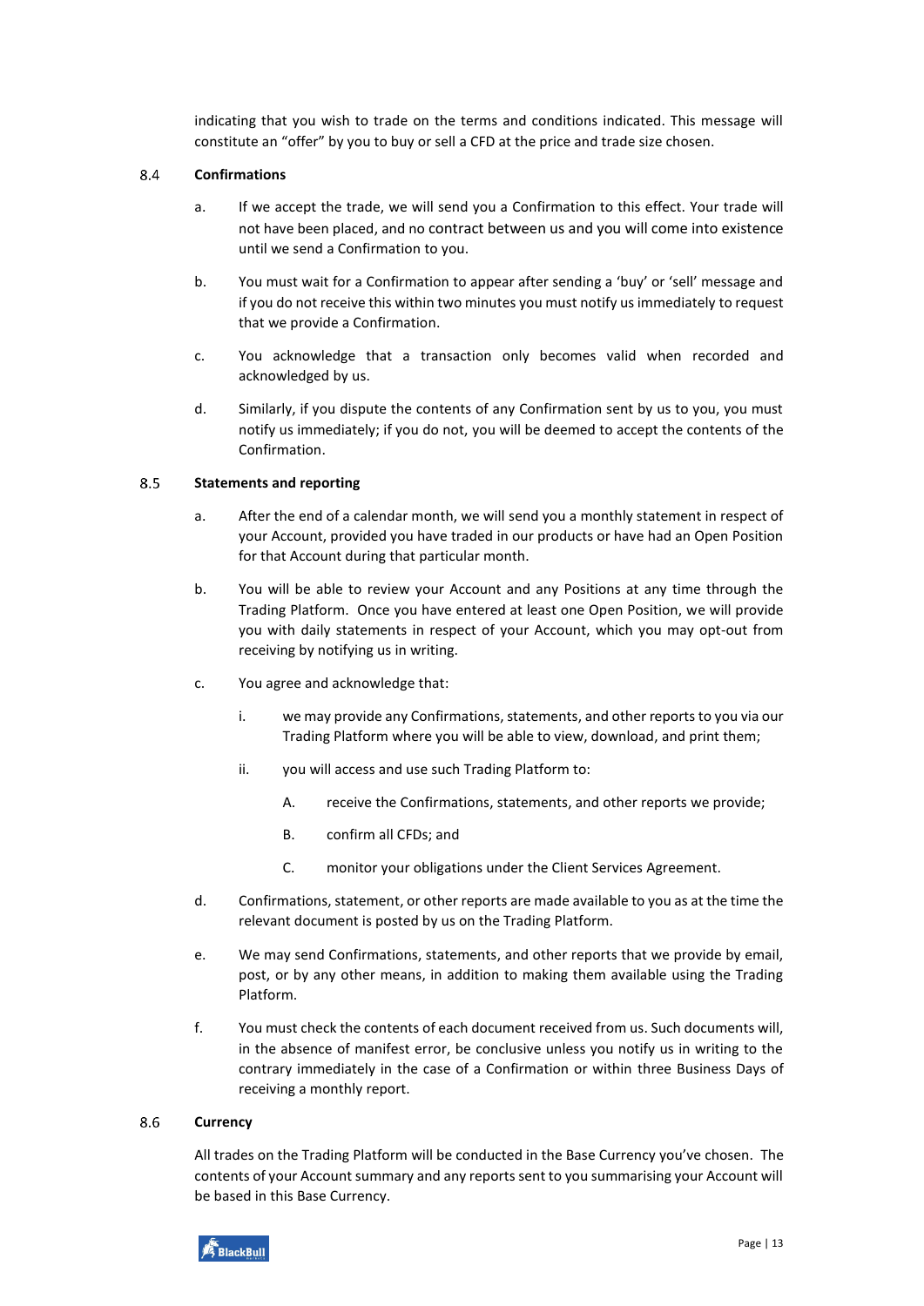indicating that you wish to trade on the terms and conditions indicated. This message will constitute an "offer" by you to buy or sell a CFD at the price and trade size chosen.

### 8.4 Confirmations

a. If we accept the trade, we will send you a Confirmation to this effect. Your trade will not have been placed, and no contract between us and you will come into existence until we send a Confirmation to you.

b. You must wait for a Confirmation to appear after sending a 'buy' or 'sell' message and if you do not receive this within two minutes you must notify us immediately to request that we provide a Confirmation.

c. You acknowledge that a transaction only becomes valid when recorded and acknowledged by us.

d. Similarly, if you dispute the contents of any Confirmation sent by us to you, you must notify us immediately; if you do not, you will be deemed to accept the contents of the Confirmation.

### 8.5 Statements and reporting

a. After the end of a calendar month, we will send you a monthly statement in respect of your Account, provided you have traded in our products or have had an Open Position for that Account during that particular month.

b. You will be able to review your Account and any Positions at any time through the Trading Platform. Once you have entered at least one Open Position, we will provide you with daily statements in respect of your Account, which you may opt-out from receiving by notifying us in writing.

c. You agree and acknowledge that:

   i. we may provide any Confirmations, statements, and other reports to you via our Trading Platform where you will be able to view, download, and print them;

   ii. you will access and use such Trading Platform to:

      A. receive the Confirmations, statements, and other reports we provide;

      B. confirm all CFDs; and

      C. monitor your obligations under the Client Services Agreement.

d. Confirmations, statement, or other reports are made available to you as at the time the relevant document is posted by us on the Trading Platform.

e. We may send Confirmations, statements, and other reports that we provide by email, post, or by any other means, in addition to making them available using the Trading Platform.

f. You must check the contents of each document received from us. Such documents will, in the absence of manifest error, be conclusive unless you notify us in writing to the contrary immediately in the case of a Confirmation or within three Business Days of receiving a monthly report.

### 8.6 Currency

All trades on the Trading Platform will be conducted in the Base Currency you've chosen. The contents of your Account summary and any reports sent to you summarising your Account will be based in this Base Currency.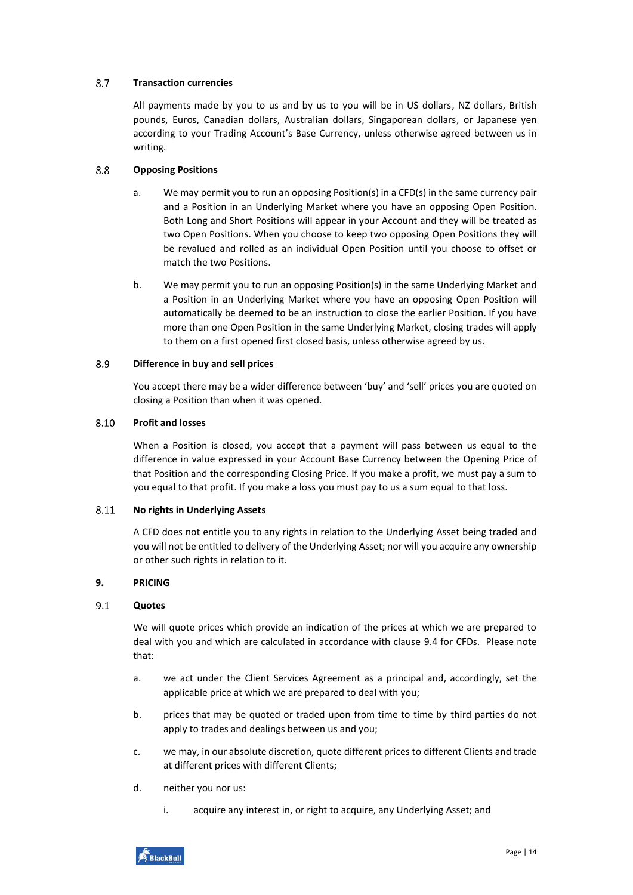### 8.7 Transaction currencies

All payments made by you to us and by us to you will be in US dollars, NZ dollars, British pounds, Euros, Canadian dollars, Australian dollars, Singaporean dollars, or Japanese yen according to your Trading Account's Base Currency, unless otherwise agreed between us in writing.

### 8.8 Opposing Positions

a. We may permit you to run an opposing Position(s) in a CFD(s) in the same currency pair and a Position in an Underlying Market where you have an opposing Open Position. Both Long and Short Positions will appear in your Account and they will be treated as two Open Positions. When you choose to keep two opposing Open Positions they will be revalued and rolled as an individual Open Position until you choose to offset or match the two Positions.

b. We may permit you to run an opposing Position(s) in the same Underlying Market and a Position in an Underlying Market where you have an opposing Open Position will automatically be deemed to be an instruction to close the earlier Position. If you have more than one Open Position in the same Underlying Market, closing trades will apply to them on a first opened first closed basis, unless otherwise agreed by us.

### 8.9 Difference in buy and sell prices

You accept there may be a wider difference between 'buy' and 'sell' prices you are quoted on closing a Position than when it was opened.

### 8.10 Profit and losses

When a Position is closed, you accept that a payment will pass between us equal to the difference in value expressed in your Account Base Currency between the Opening Price of that Position and the corresponding Closing Price. If you make a profit, we must pay a sum to you equal to that profit. If you make a loss you must pay to us a sum equal to that loss.

### 8.11 No rights in Underlying Assets

A CFD does not entitle you to any rights in relation to the Underlying Asset being traded and you will not be entitled to delivery of the Underlying Asset; nor will you acquire any ownership or other such rights in relation to it.

## 9. PRICING

### 9.1 Quotes

We will quote prices which provide an indication of the prices at which we are prepared to deal with you and which are calculated in accordance with clause 9.4 for CFDs. Please note that:

a. we act under the Client Services Agreement as a principal and, accordingly, set the applicable price at which we are prepared to deal with you;

b. prices that may be quoted or traded upon from time to time by third parties do not apply to trades and dealings between us and you;

c. we may, in our absolute discretion, quote different prices to different Clients and trade at different prices with different Clients;

d. neither you nor us:

   i. acquire any interest in, or right to acquire, any Underlying Asset; and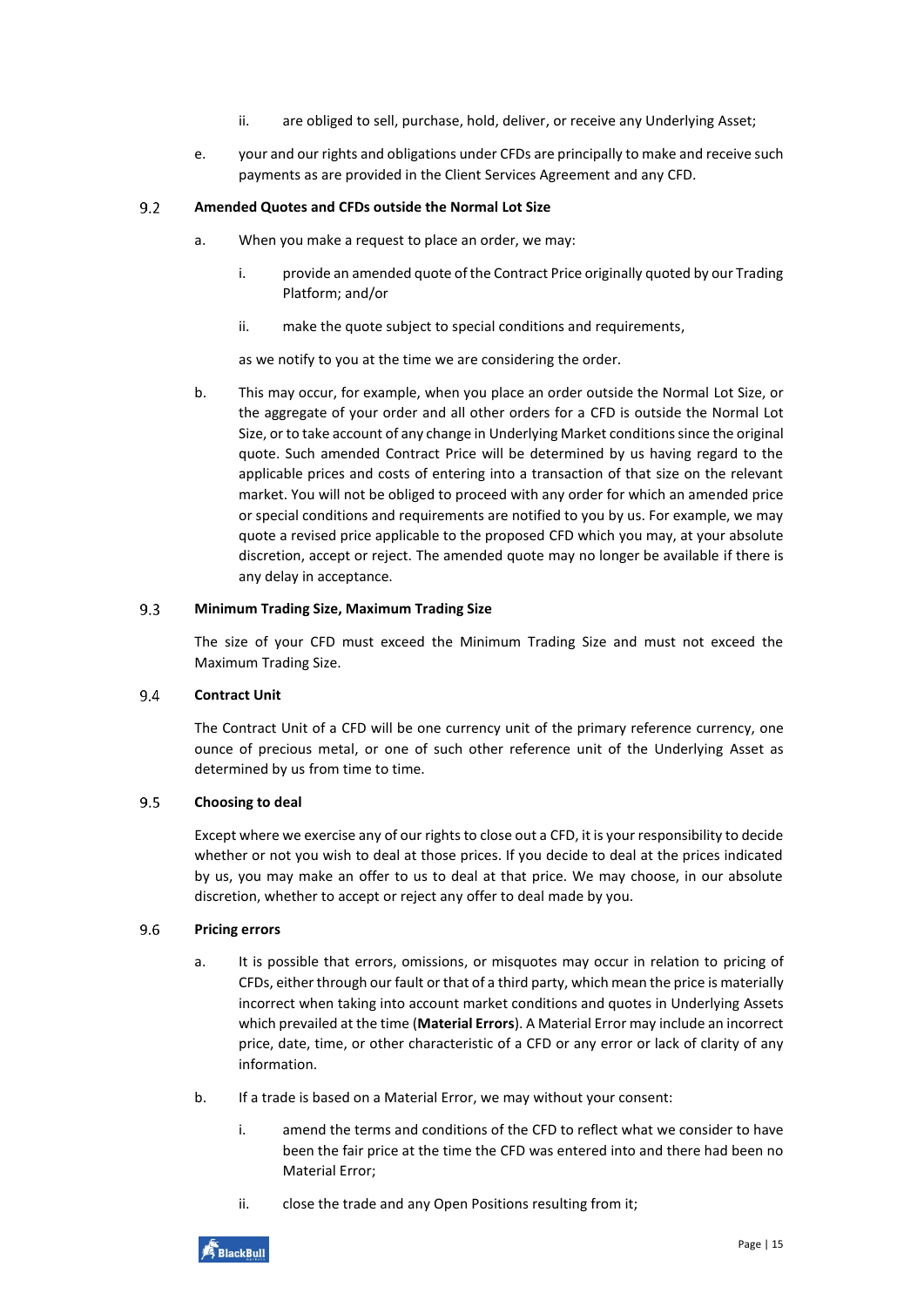ii. are obliged to sell, purchase, hold, deliver, or receive any Underlying Asset;

e. your and our rights and obligations under CFDs are principally to make and receive such payments as are provided in the Client Services Agreement and any CFD.

### 9.2 Amended Quotes and CFDs outside the Normal Lot Size

a. When you make a request to place an order, we may:

i. provide an amended quote of the Contract Price originally quoted by our Trading Platform; and/or

ii. make the quote subject to special conditions and requirements,

as we notify to you at the time we are considering the order.

b. This may occur, for example, when you place an order outside the Normal Lot Size, or the aggregate of your order and all other orders for a CFD is outside the Normal Lot Size, or to take account of any change in Underlying Market conditions since the original quote. Such amended Contract Price will be determined by us having regard to the applicable prices and costs of entering into a transaction of that size on the relevant market. You will not be obliged to proceed with any order for which an amended price or special conditions and requirements are notified to you by us. For example, we may quote a revised price applicable to the proposed CFD which you may, at your absolute discretion, accept or reject. The amended quote may no longer be available if there is any delay in acceptance.

### 9.3 Minimum Trading Size, Maximum Trading Size

The size of your CFD must exceed the Minimum Trading Size and must not exceed the Maximum Trading Size.

### 9.4 Contract Unit

The Contract Unit of a CFD will be one currency unit of the primary reference currency, one ounce of precious metal, or one of such other reference unit of the Underlying Asset as determined by us from time to time.

### 9.5 Choosing to deal

Except where we exercise any of our rights to close out a CFD, it is your responsibility to decide whether or not you wish to deal at those prices. If you decide to deal at the prices indicated by us, you may make an offer to us to deal at that price. We may choose, in our absolute discretion, whether to accept or reject any offer to deal made by you.

### 9.6 Pricing errors

a. It is possible that errors, omissions, or misquotes may occur in relation to pricing of CFDs, either through our fault or that of a third party, which mean the price is materially incorrect when taking into account market conditions and quotes in Underlying Assets which prevailed at the time (**Material Errors**). A Material Error may include an incorrect price, date, time, or other characteristic of a CFD or any error or lack of clarity of any information.

b. If a trade is based on a Material Error, we may without your consent:

i. amend the terms and conditions of the CFD to reflect what we consider to have been the fair price at the time the CFD was entered into and there had been no Material Error;

ii. close the trade and any Open Positions resulting from it;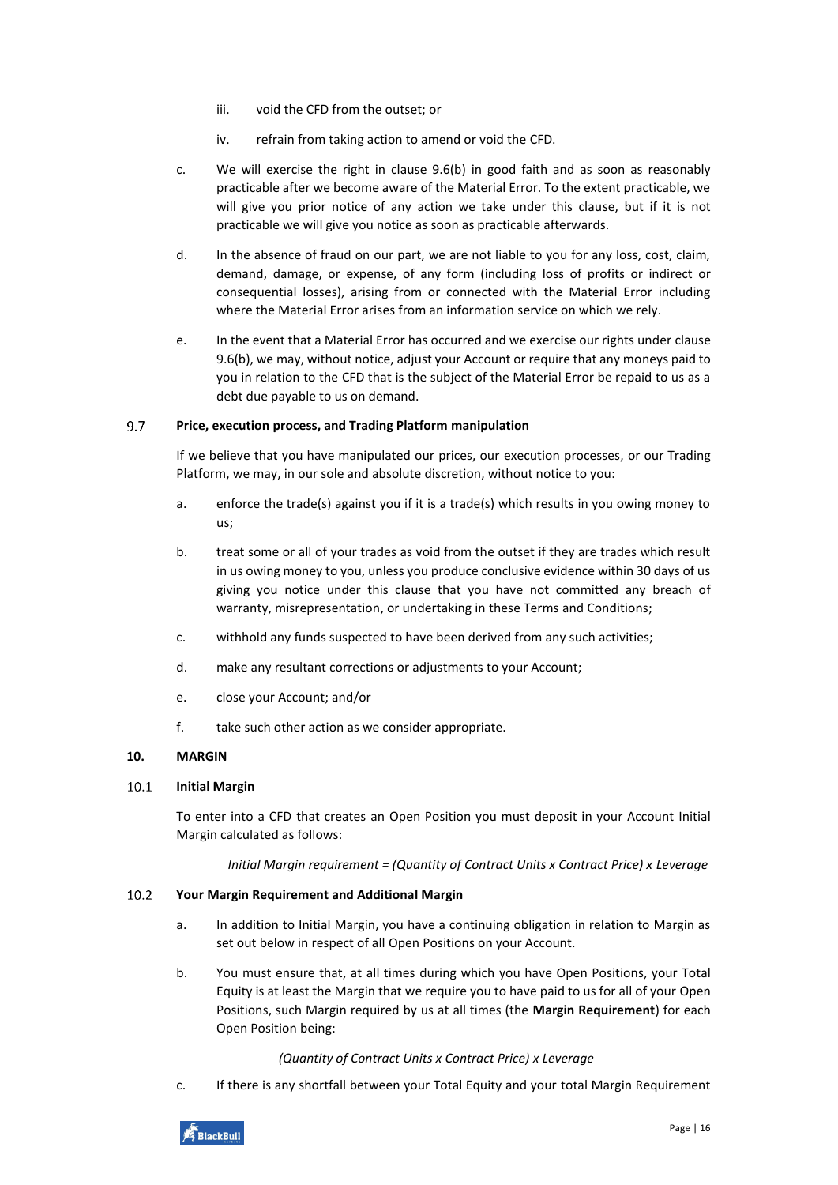iii. void the CFD from the outset; or

iv. refrain from taking action to amend or void the CFD.

c. We will exercise the right in clause 9.6(b) in good faith and as soon as reasonably practicable after we become aware of the Material Error. To the extent practicable, we will give you prior notice of any action we take under this clause, but if it is not practicable we will give you notice as soon as practicable afterwards.

d. In the absence of fraud on our part, we are not liable to you for any loss, cost, claim, demand, damage, or expense, of any form (including loss of profits or indirect or consequential losses), arising from or connected with the Material Error including where the Material Error arises from an information service on which we rely.

e. In the event that a Material Error has occurred and we exercise our rights under clause 9.6(b), we may, without notice, adjust your Account or require that any moneys paid to you in relation to the CFD that is the subject of the Material Error be repaid to us as a debt due payable to us on demand.

**9.7 Price, execution process, and Trading Platform manipulation**

If we believe that you have manipulated our prices, our execution processes, or our Trading Platform, we may, in our sole and absolute discretion, without notice to you:

a. enforce the trade(s) against you if it is a trade(s) which results in you owing money to us;

b. treat some or all of your trades as void from the outset if they are trades which result in us owing money to you, unless you produce conclusive evidence within 30 days of us giving you notice under this clause that you have not committed any breach of warranty, misrepresentation, or undertaking in these Terms and Conditions;

c. withhold any funds suspected to have been derived from any such activities;

d. make any resultant corrections or adjustments to your Account;

e. close your Account; and/or

f. take such other action as we consider appropriate.

## 10. MARGIN

**10.1 Initial Margin**

To enter into a CFD that creates an Open Position you must deposit in your Account Initial Margin calculated as follows:

*Initial Margin requirement = (Quantity of Contract Units x Contract Price) x Leverage*

**10.2 Your Margin Requirement and Additional Margin**

a. In addition to Initial Margin, you have a continuing obligation in relation to Margin as set out below in respect of all Open Positions on your Account.

b. You must ensure that, at all times during which you have Open Positions, your Total Equity is at least the Margin that we require you to have paid to us for all of your Open Positions, such Margin required by us at all times (the **Margin Requirement**) for each Open Position being:

*(Quantity of Contract Units x Contract Price) x Leverage*

c. If there is any shortfall between your Total Equity and your total Margin Requirement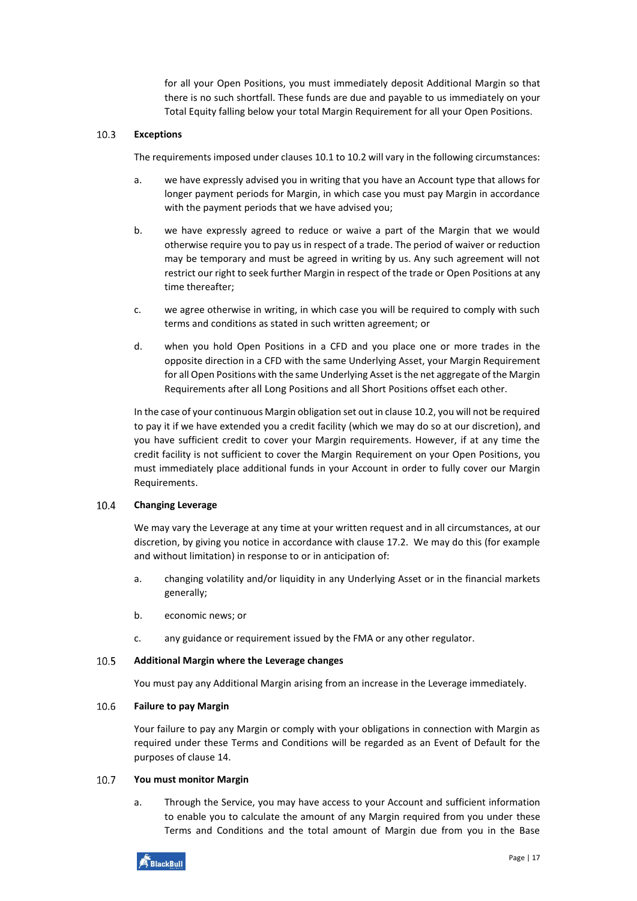for all your Open Positions, you must immediately deposit Additional Margin so that there is no such shortfall. These funds are due and payable to us immediately on your Total Equity falling below your total Margin Requirement for all your Open Positions.

### 10.3 Exceptions

The requirements imposed under clauses 10.1 to 10.2 will vary in the following circumstances:

a. we have expressly advised you in writing that you have an Account type that allows for longer payment periods for Margin, in which case you must pay Margin in accordance with the payment periods that we have advised you;

b. we have expressly agreed to reduce or waive a part of the Margin that we would otherwise require you to pay us in respect of a trade. The period of waiver or reduction may be temporary and must be agreed in writing by us. Any such agreement will not restrict our right to seek further Margin in respect of the trade or Open Positions at any time thereafter;

c. we agree otherwise in writing, in which case you will be required to comply with such terms and conditions as stated in such written agreement; or

d. when you hold Open Positions in a CFD and you place one or more trades in the opposite direction in a CFD with the same Underlying Asset, your Margin Requirement for all Open Positions with the same Underlying Asset is the net aggregate of the Margin Requirements after all Long Positions and all Short Positions offset each other.

In the case of your continuous Margin obligation set out in clause 10.2, you will not be required to pay it if we have extended you a credit facility (which we may do so at our discretion), and you have sufficient credit to cover your Margin requirements. However, if at any time the credit facility is not sufficient to cover the Margin Requirement on your Open Positions, you must immediately place additional funds in your Account in order to fully cover our Margin Requirements.

### 10.4 Changing Leverage

We may vary the Leverage at any time at your written request and in all circumstances, at our discretion, by giving you notice in accordance with clause 17.2. We may do this (for example and without limitation) in response to or in anticipation of:

a. changing volatility and/or liquidity in any Underlying Asset or in the financial markets generally;

b. economic news; or

c. any guidance or requirement issued by the FMA or any other regulator.

### 10.5 Additional Margin where the Leverage changes

You must pay any Additional Margin arising from an increase in the Leverage immediately.

### 10.6 Failure to pay Margin

Your failure to pay any Margin or comply with your obligations in connection with Margin as required under these Terms and Conditions will be regarded as an Event of Default for the purposes of clause 14.

### 10.7 You must monitor Margin

a. Through the Service, you may have access to your Account and sufficient information to enable you to calculate the amount of any Margin required from you under these Terms and Conditions and the total amount of Margin due from you in the Base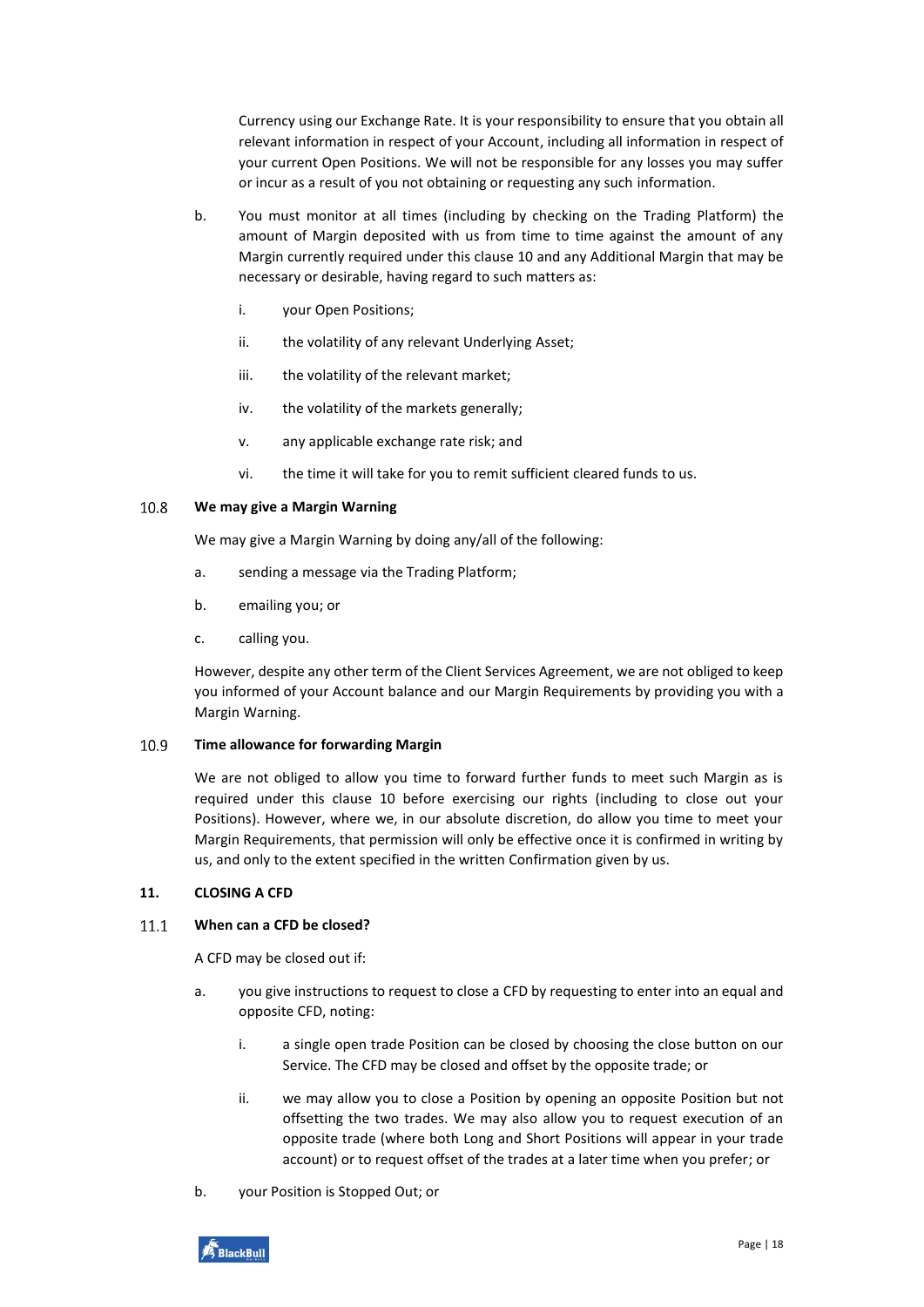Currency using our Exchange Rate. It is your responsibility to ensure that you obtain all relevant information in respect of your Account, including all information in respect of your current Open Positions. We will not be responsible for any losses you may suffer or incur as a result of you not obtaining or requesting any such information.

b. You must monitor at all times (including by checking on the Trading Platform) the amount of Margin deposited with us from time to time against the amount of any Margin currently required under this clause 10 and any Additional Margin that may be necessary or desirable, having regard to such matters as:

   i. your Open Positions;

   ii. the volatility of any relevant Underlying Asset;

   iii. the volatility of the relevant market;

   iv. the volatility of the markets generally;

   v. any applicable exchange rate risk; and

   vi. the time it will take for you to remit sufficient cleared funds to us.

### 10.8 We may give a Margin Warning

We may give a Margin Warning by doing any/all of the following:

a. sending a message via the Trading Platform;

b. emailing you; or

c. calling you.

However, despite any other term of the Client Services Agreement, we are not obliged to keep you informed of your Account balance and our Margin Requirements by providing you with a Margin Warning.

### 10.9 Time allowance for forwarding Margin

We are not obliged to allow you time to forward further funds to meet such Margin as is required under this clause 10 before exercising our rights (including to close out your Positions). However, where we, in our absolute discretion, do allow you time to meet your Margin Requirements, that permission will only be effective once it is confirmed in writing by us, and only to the extent specified in the written Confirmation given by us.

## 11. CLOSING A CFD

### 11.1 When can a CFD be closed?

A CFD may be closed out if:

a. you give instructions to request to close a CFD by requesting to enter into an equal and opposite CFD, noting:

   i. a single open trade Position can be closed by choosing the close button on our Service. The CFD may be closed and offset by the opposite trade; or

   ii. we may allow you to close a Position by opening an opposite Position but not offsetting the two trades. We may also allow you to request execution of an opposite trade (where both Long and Short Positions will appear in your trade account) or to request offset of the trades at a later time when you prefer; or

b. your Position is Stopped Out; or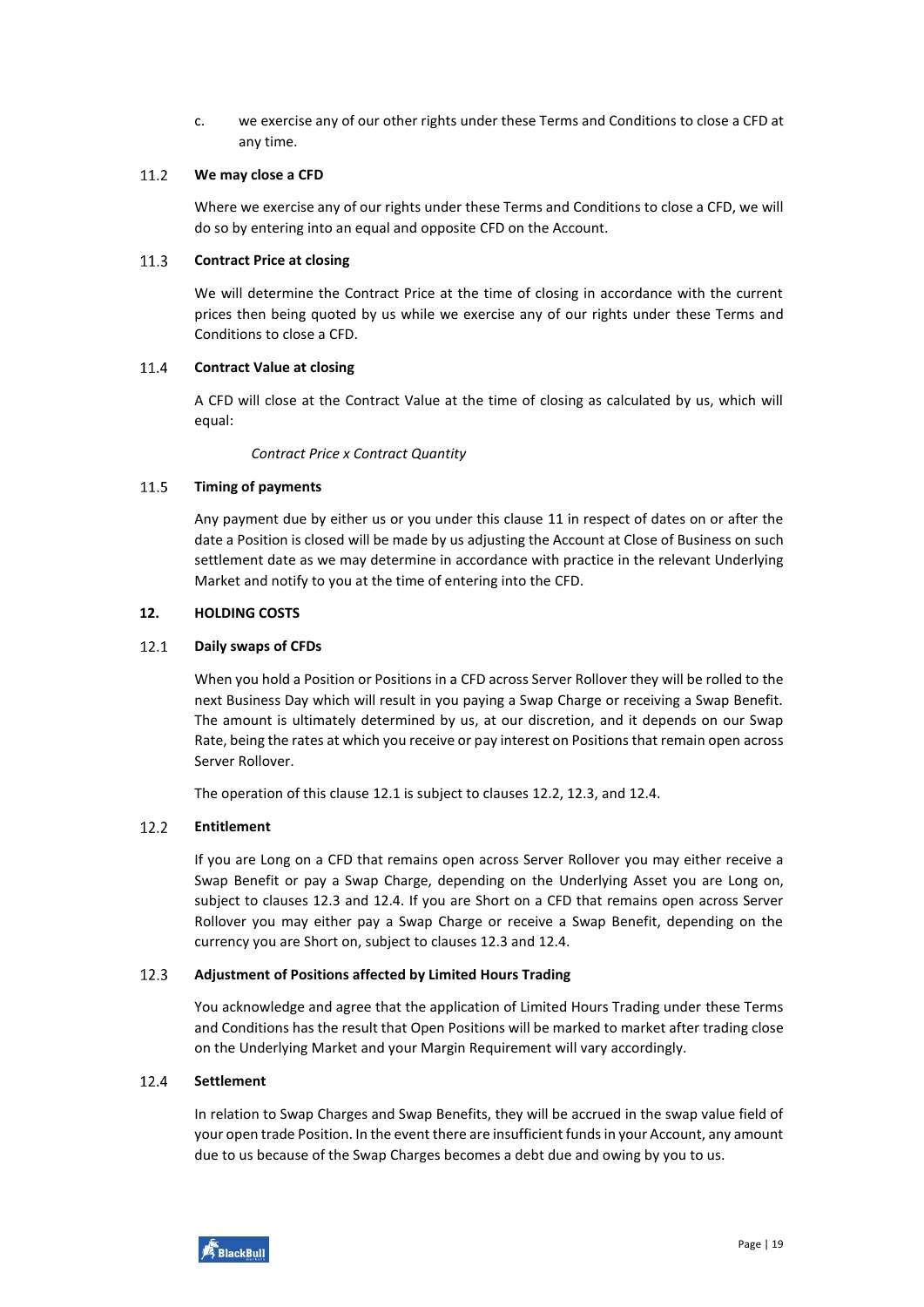c. we exercise any of our other rights under these Terms and Conditions to close a CFD at any time.

11.2 **We may close a CFD**

Where we exercise any of our rights under these Terms and Conditions to close a CFD, we will do so by entering into an equal and opposite CFD on the Account.

11.3 **Contract Price at closing**

We will determine the Contract Price at the time of closing in accordance with the current prices then being quoted by us while we exercise any of our rights under these Terms and Conditions to close a CFD.

11.4 **Contract Value at closing**

A CFD will close at the Contract Value at the time of closing as calculated by us, which will equal:

*Contract Price x Contract Quantity*

11.5 **Timing of payments**

Any payment due by either us or you under this clause 11 in respect of dates on or after the date a Position is closed will be made by us adjusting the Account at Close of Business on such settlement date as we may determine in accordance with practice in the relevant Underlying Market and notify to you at the time of entering into the CFD.

## 12. HOLDING COSTS

12.1 **Daily swaps of CFDs**

When you hold a Position or Positions in a CFD across Server Rollover they will be rolled to the next Business Day which will result in you paying a Swap Charge or receiving a Swap Benefit. The amount is ultimately determined by us, at our discretion, and it depends on our Swap Rate, being the rates at which you receive or pay interest on Positions that remain open across Server Rollover.

The operation of this clause 12.1 is subject to clauses 12.2, 12.3, and 12.4.

12.2 **Entitlement**

If you are Long on a CFD that remains open across Server Rollover you may either receive a Swap Benefit or pay a Swap Charge, depending on the Underlying Asset you are Long on, subject to clauses 12.3 and 12.4. If you are Short on a CFD that remains open across Server Rollover you may either pay a Swap Charge or receive a Swap Benefit, depending on the currency you are Short on, subject to clauses 12.3 and 12.4.

12.3 **Adjustment of Positions affected by Limited Hours Trading**

You acknowledge and agree that the application of Limited Hours Trading under these Terms and Conditions has the result that Open Positions will be marked to market after trading close on the Underlying Market and your Margin Requirement will vary accordingly.

12.4 **Settlement**

In relation to Swap Charges and Swap Benefits, they will be accrued in the swap value field of your open trade Position. In the event there are insufficient funds in your Account, any amount due to us because of the Swap Charges becomes a debt due and owing by you to us.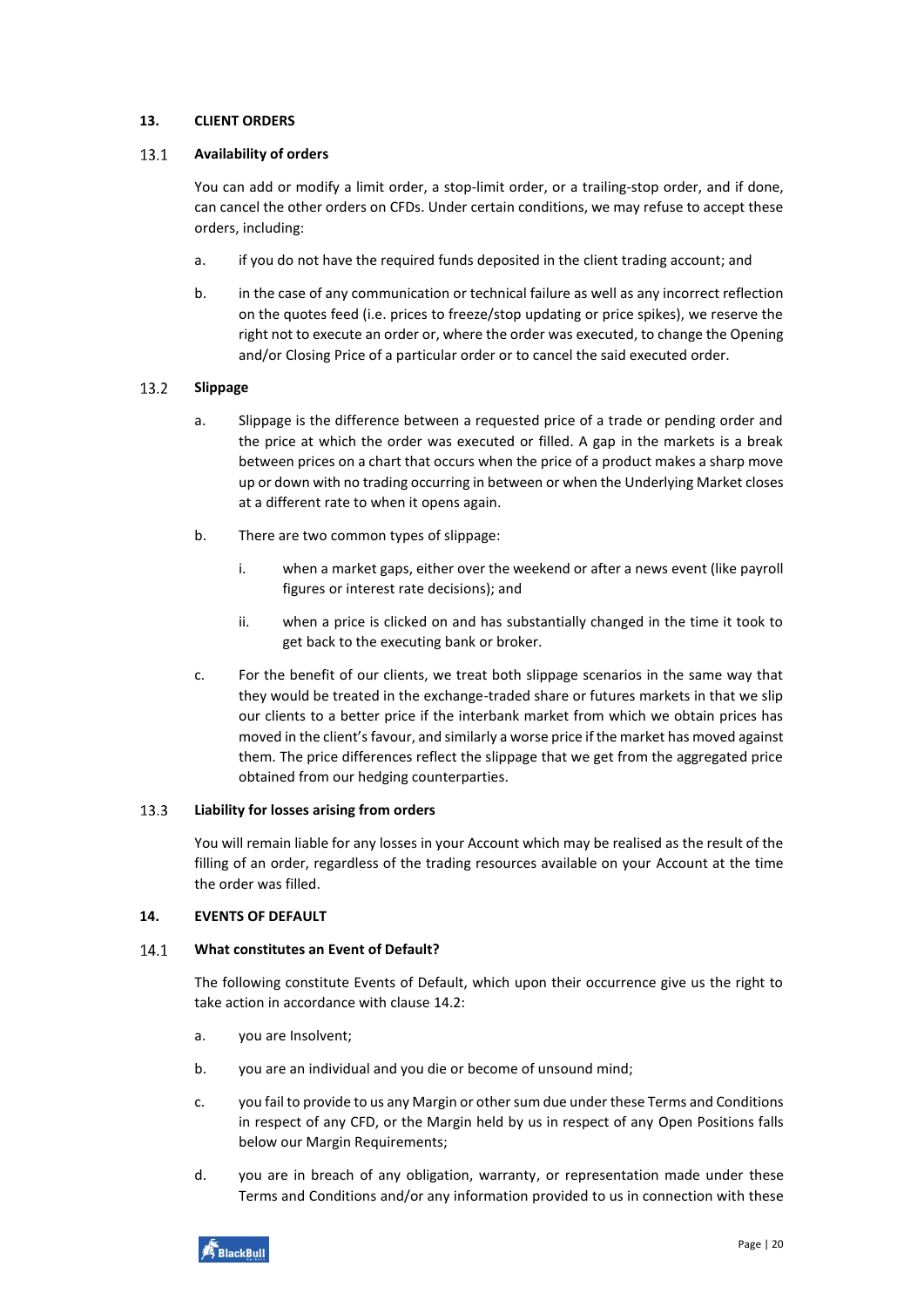## 13. CLIENT ORDERS

### 13.1 Availability of orders

You can add or modify a limit order, a stop-limit order, or a trailing-stop order, and if done, can cancel the other orders on CFDs. Under certain conditions, we may refuse to accept these orders, including:

a. if you do not have the required funds deposited in the client trading account; and

b. in the case of any communication or technical failure as well as any incorrect reflection on the quotes feed (i.e. prices to freeze/stop updating or price spikes), we reserve the right not to execute an order or, where the order was executed, to change the Opening and/or Closing Price of a particular order or to cancel the said executed order.

### 13.2 Slippage

a. Slippage is the difference between a requested price of a trade or pending order and the price at which the order was executed or filled. A gap in the markets is a break between prices on a chart that occurs when the price of a product makes a sharp move up or down with no trading occurring in between or when the Underlying Market closes at a different rate to when it opens again.

b. There are two common types of slippage:

   i. when a market gaps, either over the weekend or after a news event (like payroll figures or interest rate decisions); and

   ii. when a price is clicked on and has substantially changed in the time it took to get back to the executing bank or broker.

c. For the benefit of our clients, we treat both slippage scenarios in the same way that they would be treated in the exchange-traded share or futures markets in that we slip our clients to a better price if the interbank market from which we obtain prices has moved in the client's favour, and similarly a worse price if the market has moved against them. The price differences reflect the slippage that we get from the aggregated price obtained from our hedging counterparties.

### 13.3 Liability for losses arising from orders

You will remain liable for any losses in your Account which may be realised as the result of the filling of an order, regardless of the trading resources available on your Account at the time the order was filled.

## 14. EVENTS OF DEFAULT

### 14.1 What constitutes an Event of Default?

The following constitute Events of Default, which upon their occurrence give us the right to take action in accordance with clause 14.2:

a. you are Insolvent;

b. you are an individual and you die or become of unsound mind;

c. you fail to provide to us any Margin or other sum due under these Terms and Conditions in respect of any CFD, or the Margin held by us in respect of any Open Positions falls below our Margin Requirements;

d. you are in breach of any obligation, warranty, or representation made under these Terms and Conditions and/or any information provided to us in connection with these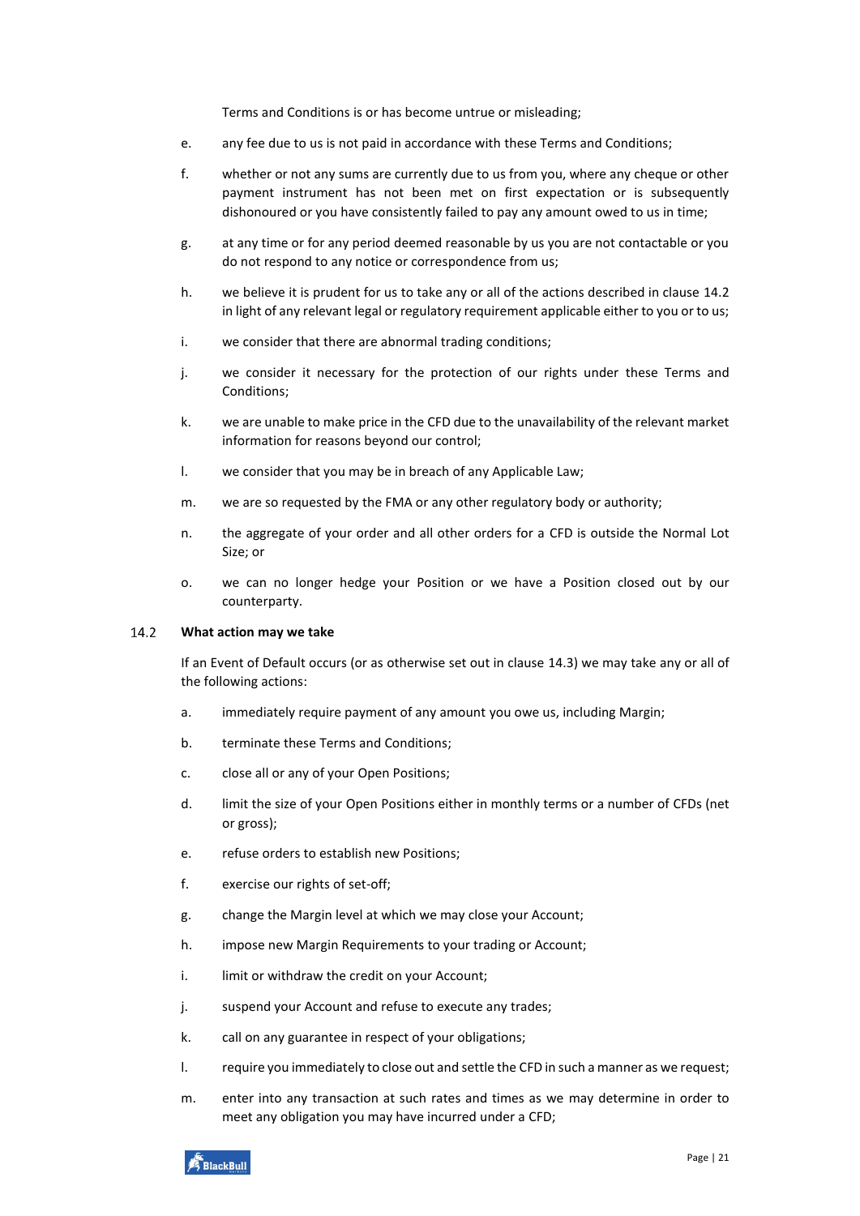Terms and Conditions is or has become untrue or misleading;

e. any fee due to us is not paid in accordance with these Terms and Conditions;

f. whether or not any sums are currently due to us from you, where any cheque or other payment instrument has not been met on first expectation or is subsequently dishonoured or you have consistently failed to pay any amount owed to us in time;

g. at any time or for any period deemed reasonable by us you are not contactable or you do not respond to any notice or correspondence from us;

h. we believe it is prudent for us to take any or all of the actions described in clause 14.2 in light of any relevant legal or regulatory requirement applicable either to you or to us;

i. we consider that there are abnormal trading conditions;

j. we consider it necessary for the protection of our rights under these Terms and Conditions;

k. we are unable to make price in the CFD due to the unavailability of the relevant market information for reasons beyond our control;

l. we consider that you may be in breach of any Applicable Law;

m. we are so requested by the FMA or any other regulatory body or authority;

n. the aggregate of your order and all other orders for a CFD is outside the Normal Lot Size; or

o. we can no longer hedge your Position or we have a Position closed out by our counterparty.

### 14.2 What action may we take

If an Event of Default occurs (or as otherwise set out in clause 14.3) we may take any or all of the following actions:

a. immediately require payment of any amount you owe us, including Margin;

b. terminate these Terms and Conditions;

c. close all or any of your Open Positions;

d. limit the size of your Open Positions either in monthly terms or a number of CFDs (net or gross);

e. refuse orders to establish new Positions;

f. exercise our rights of set-off;

g. change the Margin level at which we may close your Account;

h. impose new Margin Requirements to your trading or Account;

i. limit or withdraw the credit on your Account;

j. suspend your Account and refuse to execute any trades;

k. call on any guarantee in respect of your obligations;

l. require you immediately to close out and settle the CFD in such a manner as we request;

m. enter into any transaction at such rates and times as we may determine in order to meet any obligation you may have incurred under a CFD;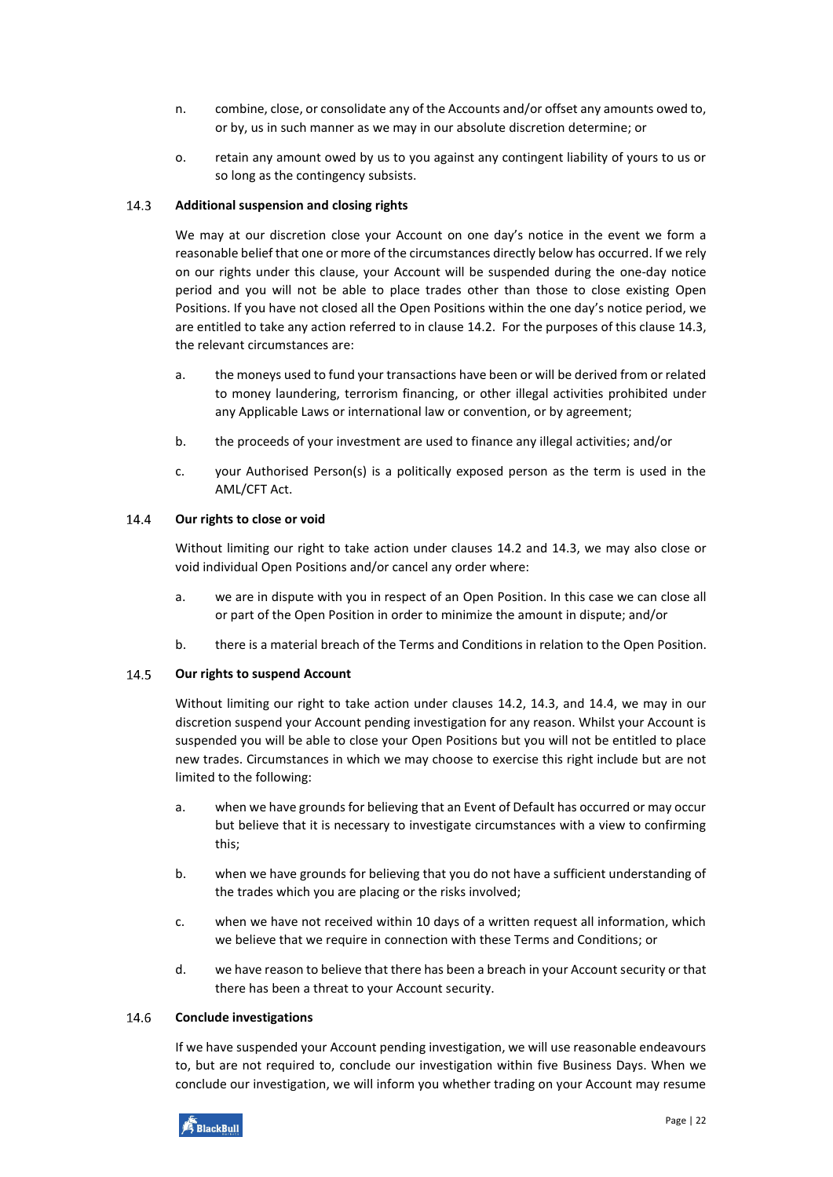n. combine, close, or consolidate any of the Accounts and/or offset any amounts owed to, or by, us in such manner as we may in our absolute discretion determine; or

o. retain any amount owed by us to you against any contingent liability of yours to us or so long as the contingency subsists.

### 14.3 Additional suspension and closing rights

We may at our discretion close your Account on one day's notice in the event we form a reasonable belief that one or more of the circumstances directly below has occurred. If we rely on our rights under this clause, your Account will be suspended during the one-day notice period and you will not be able to place trades other than those to close existing Open Positions. If you have not closed all the Open Positions within the one day's notice period, we are entitled to take any action referred to in clause 14.2. For the purposes of this clause 14.3, the relevant circumstances are:

a. the moneys used to fund your transactions have been or will be derived from or related to money laundering, terrorism financing, or other illegal activities prohibited under any Applicable Laws or international law or convention, or by agreement;

b. the proceeds of your investment are used to finance any illegal activities; and/or

c. your Authorised Person(s) is a politically exposed person as the term is used in the AML/CFT Act.

### 14.4 Our rights to close or void

Without limiting our right to take action under clauses 14.2 and 14.3, we may also close or void individual Open Positions and/or cancel any order where:

a. we are in dispute with you in respect of an Open Position. In this case we can close all or part of the Open Position in order to minimize the amount in dispute; and/or

b. there is a material breach of the Terms and Conditions in relation to the Open Position.

### 14.5 Our rights to suspend Account

Without limiting our right to take action under clauses 14.2, 14.3, and 14.4, we may in our discretion suspend your Account pending investigation for any reason. Whilst your Account is suspended you will be able to close your Open Positions but you will not be entitled to place new trades. Circumstances in which we may choose to exercise this right include but are not limited to the following:

a. when we have grounds for believing that an Event of Default has occurred or may occur but believe that it is necessary to investigate circumstances with a view to confirming this;

b. when we have grounds for believing that you do not have a sufficient understanding of the trades which you are placing or the risks involved;

c. when we have not received within 10 days of a written request all information, which we believe that we require in connection with these Terms and Conditions; or

d. we have reason to believe that there has been a breach in your Account security or that there has been a threat to your Account security.

### 14.6 Conclude investigations

If we have suspended your Account pending investigation, we will use reasonable endeavours to, but are not required to, conclude our investigation within five Business Days. When we conclude our investigation, we will inform you whether trading on your Account may resume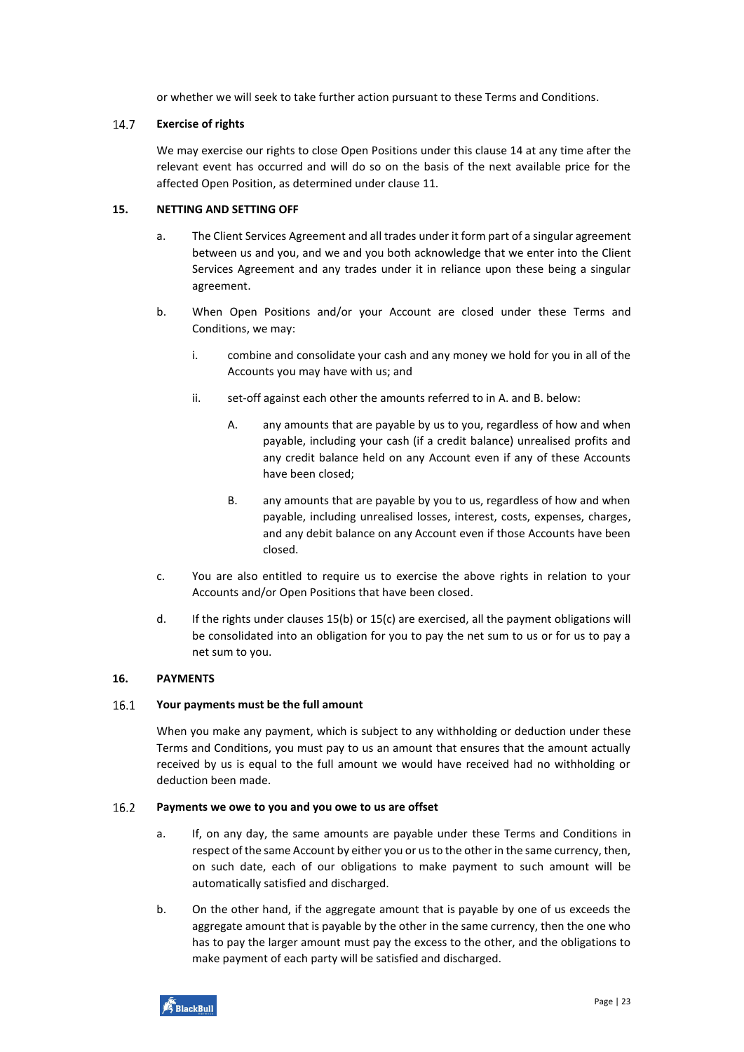or whether we will seek to take further action pursuant to these Terms and Conditions.

### 14.7 Exercise of rights

We may exercise our rights to close Open Positions under this clause 14 at any time after the relevant event has occurred and will do so on the basis of the next available price for the affected Open Position, as determined under clause 11.

## 15. NETTING AND SETTING OFF

a. The Client Services Agreement and all trades under it form part of a singular agreement between us and you, and we and you both acknowledge that we enter into the Client Services Agreement and any trades under it in reliance upon these being a singular agreement.

b. When Open Positions and/or your Account are closed under these Terms and Conditions, we may:

   i. combine and consolidate your cash and any money we hold for you in all of the Accounts you may have with us; and

   ii. set-off against each other the amounts referred to in A. and B. below:

      A. any amounts that are payable by us to you, regardless of how and when payable, including your cash (if a credit balance) unrealised profits and any credit balance held on any Account even if any of these Accounts have been closed;

      B. any amounts that are payable by you to us, regardless of how and when payable, including unrealised losses, interest, costs, expenses, charges, and any debit balance on any Account even if those Accounts have been closed.

c. You are also entitled to require us to exercise the above rights in relation to your Accounts and/or Open Positions that have been closed.

d. If the rights under clauses 15(b) or 15(c) are exercised, all the payment obligations will be consolidated into an obligation for you to pay the net sum to us or for us to pay a net sum to you.

## 16. PAYMENTS

### 16.1 Your payments must be the full amount

When you make any payment, which is subject to any withholding or deduction under these Terms and Conditions, you must pay to us an amount that ensures that the amount actually received by us is equal to the full amount we would have received had no withholding or deduction been made.

### 16.2 Payments we owe to you and you owe to us are offset

a. If, on any day, the same amounts are payable under these Terms and Conditions in respect of the same Account by either you or us to the other in the same currency, then, on such date, each of our obligations to make payment to such amount will be automatically satisfied and discharged.

b. On the other hand, if the aggregate amount that is payable by one of us exceeds the aggregate amount that is payable by the other in the same currency, then the one who has to pay the larger amount must pay the excess to the other, and the obligations to make payment of each party will be satisfied and discharged.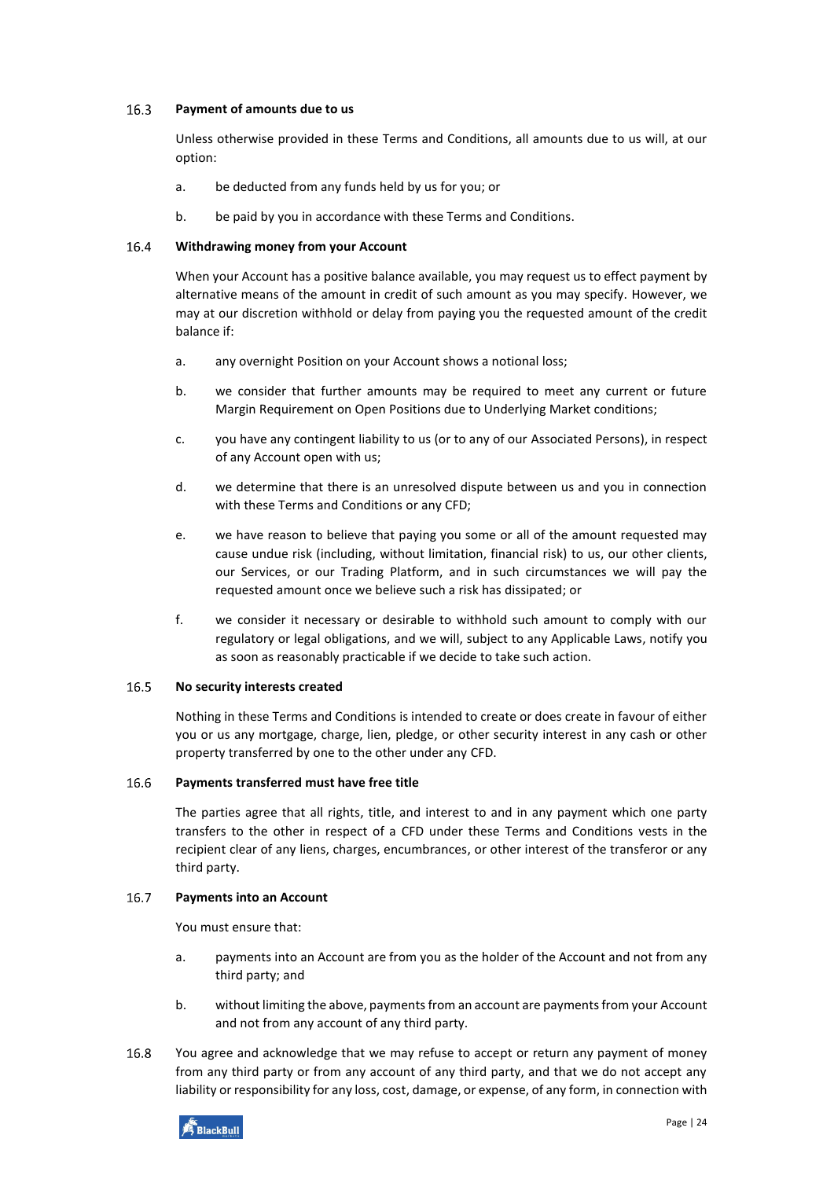### 16.3 Payment of amounts due to us

Unless otherwise provided in these Terms and Conditions, all amounts due to us will, at our option:

a. be deducted from any funds held by us for you; or

b. be paid by you in accordance with these Terms and Conditions.

### 16.4 Withdrawing money from your Account

When your Account has a positive balance available, you may request us to effect payment by alternative means of the amount in credit of such amount as you may specify. However, we may at our discretion withhold or delay from paying you the requested amount of the credit balance if:

a. any overnight Position on your Account shows a notional loss;

b. we consider that further amounts may be required to meet any current or future Margin Requirement on Open Positions due to Underlying Market conditions;

c. you have any contingent liability to us (or to any of our Associated Persons), in respect of any Account open with us;

d. we determine that there is an unresolved dispute between us and you in connection with these Terms and Conditions or any CFD;

e. we have reason to believe that paying you some or all of the amount requested may cause undue risk (including, without limitation, financial risk) to us, our other clients, our Services, or our Trading Platform, and in such circumstances we will pay the requested amount once we believe such a risk has dissipated; or

f. we consider it necessary or desirable to withhold such amount to comply with our regulatory or legal obligations, and we will, subject to any Applicable Laws, notify you as soon as reasonably practicable if we decide to take such action.

### 16.5 No security interests created

Nothing in these Terms and Conditions is intended to create or does create in favour of either you or us any mortgage, charge, lien, pledge, or other security interest in any cash or other property transferred by one to the other under any CFD.

### 16.6 Payments transferred must have free title

The parties agree that all rights, title, and interest to and in any payment which one party transfers to the other in respect of a CFD under these Terms and Conditions vests in the recipient clear of any liens, charges, encumbrances, or other interest of the transferor or any third party.

### 16.7 Payments into an Account

You must ensure that:

a. payments into an Account are from you as the holder of the Account and not from any third party; and

b. without limiting the above, payments from an account are payments from your Account and not from any account of any third party.

16.8 You agree and acknowledge that we may refuse to accept or return any payment of money from any third party or from any account of any third party, and that we do not accept any liability or responsibility for any loss, cost, damage, or expense, of any form, in connection with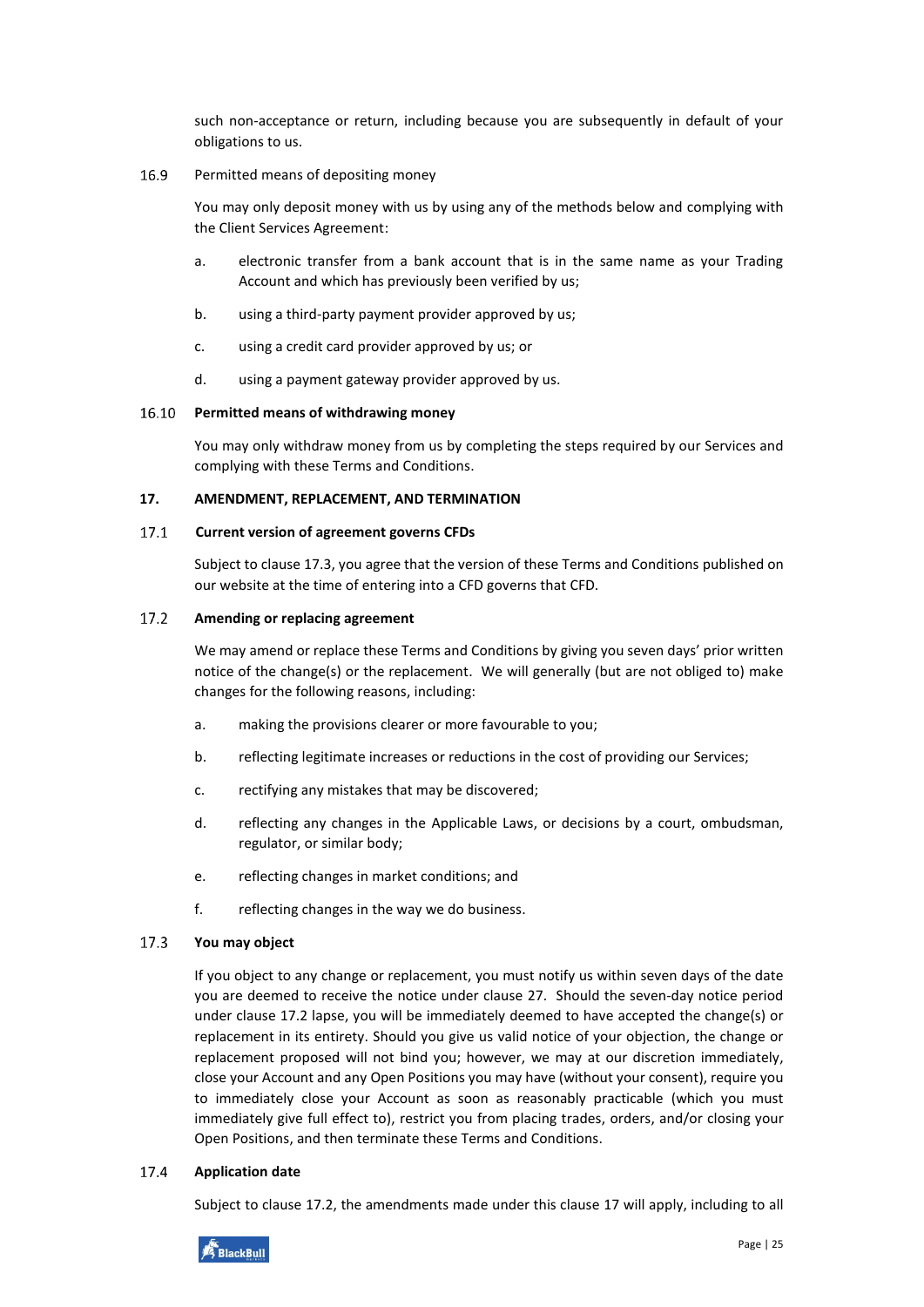such non-acceptance or return, including because you are subsequently in default of your obligations to us.

16.9 Permitted means of depositing money

You may only deposit money with us by using any of the methods below and complying with the Client Services Agreement:

a. electronic transfer from a bank account that is in the same name as your Trading Account and which has previously been verified by us;

b. using a third-party payment provider approved by us;

c. using a credit card provider approved by us; or

d. using a payment gateway provider approved by us.

**16.10 Permitted means of withdrawing money**

You may only withdraw money from us by completing the steps required by our Services and complying with these Terms and Conditions.

## 17. AMENDMENT, REPLACEMENT, AND TERMINATION

**17.1 Current version of agreement governs CFDs**

Subject to clause 17.3, you agree that the version of these Terms and Conditions published on our website at the time of entering into a CFD governs that CFD.

**17.2 Amending or replacing agreement**

We may amend or replace these Terms and Conditions by giving you seven days' prior written notice of the change(s) or the replacement. We will generally (but are not obliged to) make changes for the following reasons, including:

a. making the provisions clearer or more favourable to you;

b. reflecting legitimate increases or reductions in the cost of providing our Services;

c. rectifying any mistakes that may be discovered;

d. reflecting any changes in the Applicable Laws, or decisions by a court, ombudsman, regulator, or similar body;

e. reflecting changes in market conditions; and

f. reflecting changes in the way we do business.

**17.3 You may object**

If you object to any change or replacement, you must notify us within seven days of the date you are deemed to receive the notice under clause 27. Should the seven-day notice period under clause 17.2 lapse, you will be immediately deemed to have accepted the change(s) or replacement in its entirety. Should you give us valid notice of your objection, the change or replacement proposed will not bind you; however, we may at our discretion immediately, close your Account and any Open Positions you may have (without your consent), require you to immediately close your Account as soon as reasonably practicable (which you must immediately give full effect to), restrict you from placing trades, orders, and/or closing your Open Positions, and then terminate these Terms and Conditions.

**17.4 Application date**

Subject to clause 17.2, the amendments made under this clause 17 will apply, including to all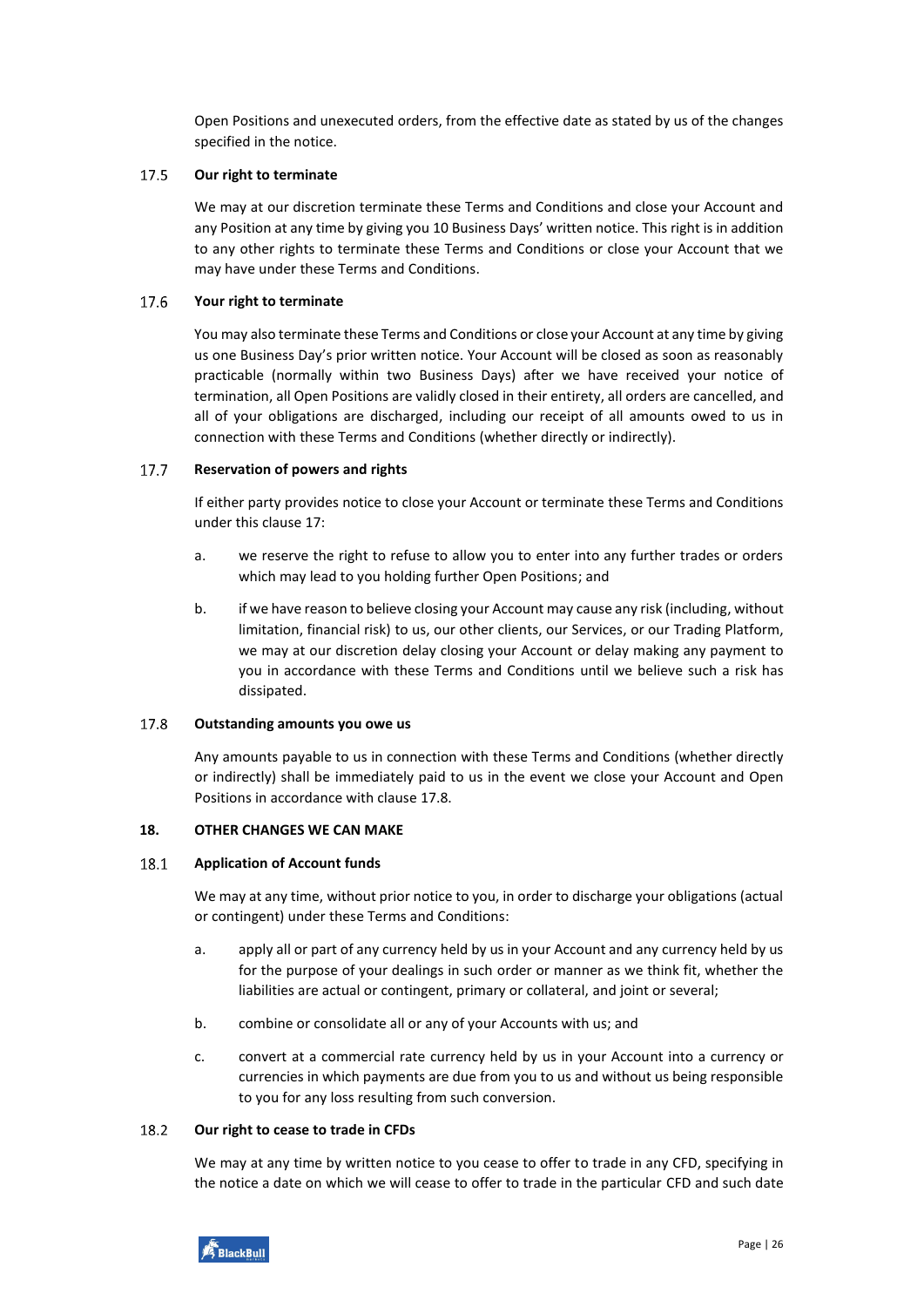Open Positions and unexecuted orders, from the effective date as stated by us of the changes specified in the notice.

### 17.5 Our right to terminate

We may at our discretion terminate these Terms and Conditions and close your Account and any Position at any time by giving you 10 Business Days' written notice. This right is in addition to any other rights to terminate these Terms and Conditions or close your Account that we may have under these Terms and Conditions.

### 17.6 Your right to terminate

You may also terminate these Terms and Conditions or close your Account at any time by giving us one Business Day's prior written notice. Your Account will be closed as soon as reasonably practicable (normally within two Business Days) after we have received your notice of termination, all Open Positions are validly closed in their entirety, all orders are cancelled, and all of your obligations are discharged, including our receipt of all amounts owed to us in connection with these Terms and Conditions (whether directly or indirectly).

### 17.7 Reservation of powers and rights

If either party provides notice to close your Account or terminate these Terms and Conditions under this clause 17:

a. we reserve the right to refuse to allow you to enter into any further trades or orders which may lead to you holding further Open Positions; and

b. if we have reason to believe closing your Account may cause any risk (including, without limitation, financial risk) to us, our other clients, our Services, or our Trading Platform, we may at our discretion delay closing your Account or delay making any payment to you in accordance with these Terms and Conditions until we believe such a risk has dissipated.

### 17.8 Outstanding amounts you owe us

Any amounts payable to us in connection with these Terms and Conditions (whether directly or indirectly) shall be immediately paid to us in the event we close your Account and Open Positions in accordance with clause 17.8.

## 18. OTHER CHANGES WE CAN MAKE

### 18.1 Application of Account funds

We may at any time, without prior notice to you, in order to discharge your obligations (actual or contingent) under these Terms and Conditions:

a. apply all or part of any currency held by us in your Account and any currency held by us for the purpose of your dealings in such order or manner as we think fit, whether the liabilities are actual or contingent, primary or collateral, and joint or several;

b. combine or consolidate all or any of your Accounts with us; and

c. convert at a commercial rate currency held by us in your Account into a currency or currencies in which payments are due from you to us and without us being responsible to you for any loss resulting from such conversion.

### 18.2 Our right to cease to trade in CFDs

We may at any time by written notice to you cease to offer to trade in any CFD, specifying in the notice a date on which we will cease to offer to trade in the particular CFD and such date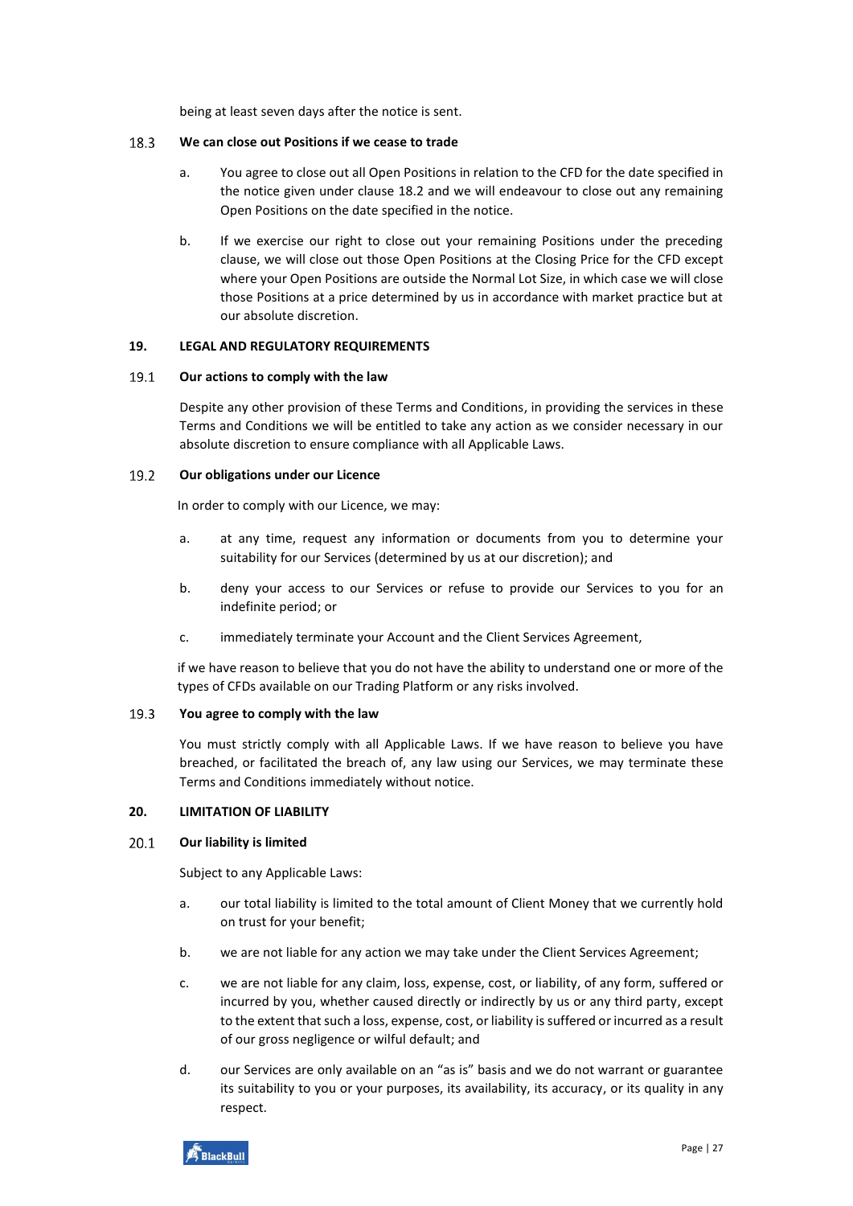being at least seven days after the notice is sent.

### 18.3 We can close out Positions if we cease to trade

a. You agree to close out all Open Positions in relation to the CFD for the date specified in the notice given under clause 18.2 and we will endeavour to close out any remaining Open Positions on the date specified in the notice.

b. If we exercise our right to close out your remaining Positions under the preceding clause, we will close out those Open Positions at the Closing Price for the CFD except where your Open Positions are outside the Normal Lot Size, in which case we will close those Positions at a price determined by us in accordance with market practice but at our absolute discretion.

## 19. LEGAL AND REGULATORY REQUIREMENTS

### 19.1 Our actions to comply with the law

Despite any other provision of these Terms and Conditions, in providing the services in these Terms and Conditions we will be entitled to take any action as we consider necessary in our absolute discretion to ensure compliance with all Applicable Laws.

### 19.2 Our obligations under our Licence

In order to comply with our Licence, we may:

a. at any time, request any information or documents from you to determine your suitability for our Services (determined by us at our discretion); and

b. deny your access to our Services or refuse to provide our Services to you for an indefinite period; or

c. immediately terminate your Account and the Client Services Agreement,

if we have reason to believe that you do not have the ability to understand one or more of the types of CFDs available on our Trading Platform or any risks involved.

### 19.3 You agree to comply with the law

You must strictly comply with all Applicable Laws. If we have reason to believe you have breached, or facilitated the breach of, any law using our Services, we may terminate these Terms and Conditions immediately without notice.

## 20. LIMITATION OF LIABILITY

### 20.1 Our liability is limited

Subject to any Applicable Laws:

a. our total liability is limited to the total amount of Client Money that we currently hold on trust for your benefit;

b. we are not liable for any action we may take under the Client Services Agreement;

c. we are not liable for any claim, loss, expense, cost, or liability, of any form, suffered or incurred by you, whether caused directly or indirectly by us or any third party, except to the extent that such a loss, expense, cost, or liability is suffered or incurred as a result of our gross negligence or wilful default; and

d. our Services are only available on an "as is" basis and we do not warrant or guarantee its suitability to you or your purposes, its availability, its accuracy, or its quality in any respect.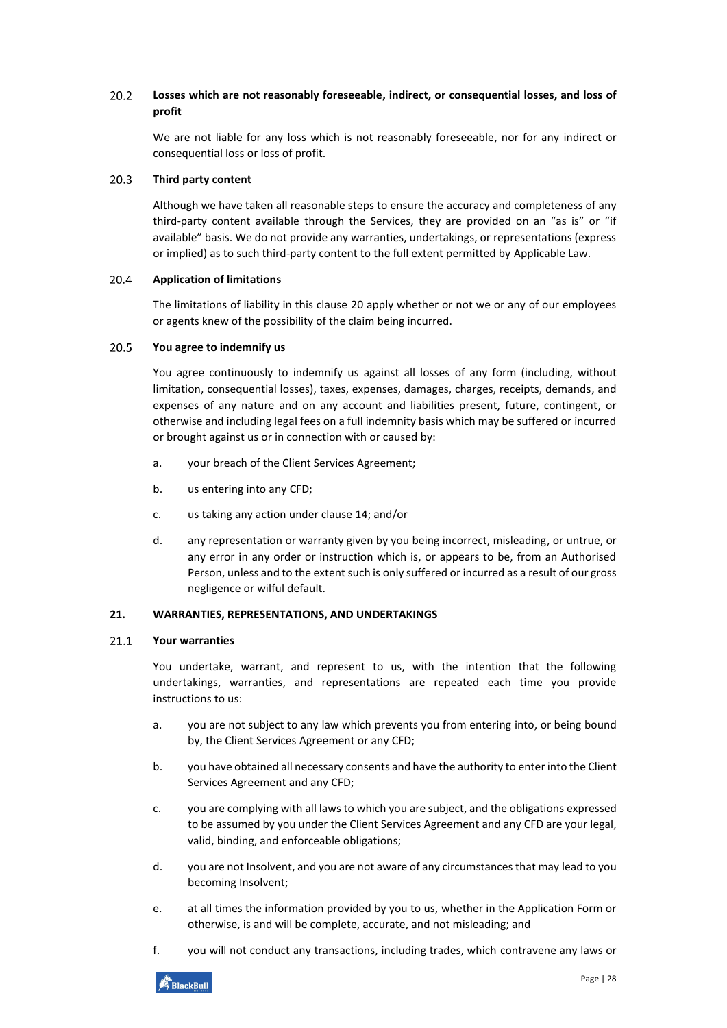### 20.2 Losses which are not reasonably foreseeable, indirect, or consequential losses, and loss of profit

We are not liable for any loss which is not reasonably foreseeable, nor for any indirect or consequential loss or loss of profit.

### 20.3 Third party content

Although we have taken all reasonable steps to ensure the accuracy and completeness of any third-party content available through the Services, they are provided on an "as is" or "if available" basis. We do not provide any warranties, undertakings, or representations (express or implied) as to such third-party content to the full extent permitted by Applicable Law.

### 20.4 Application of limitations

The limitations of liability in this clause 20 apply whether or not we or any of our employees or agents knew of the possibility of the claim being incurred.

### 20.5 You agree to indemnify us

You agree continuously to indemnify us against all losses of any form (including, without limitation, consequential losses), taxes, expenses, damages, charges, receipts, demands, and expenses of any nature and on any account and liabilities present, future, contingent, or otherwise and including legal fees on a full indemnity basis which may be suffered or incurred or brought against us or in connection with or caused by:

a. your breach of the Client Services Agreement;

b. us entering into any CFD;

c. us taking any action under clause 14; and/or

d. any representation or warranty given by you being incorrect, misleading, or untrue, or any error in any order or instruction which is, or appears to be, from an Authorised Person, unless and to the extent such is only suffered or incurred as a result of our gross negligence or wilful default.

## 21. WARRANTIES, REPRESENTATIONS, AND UNDERTAKINGS

### 21.1 Your warranties

You undertake, warrant, and represent to us, with the intention that the following undertakings, warranties, and representations are repeated each time you provide instructions to us:

a. you are not subject to any law which prevents you from entering into, or being bound by, the Client Services Agreement or any CFD;

b. you have obtained all necessary consents and have the authority to enter into the Client Services Agreement and any CFD;

c. you are complying with all laws to which you are subject, and the obligations expressed to be assumed by you under the Client Services Agreement and any CFD are your legal, valid, binding, and enforceable obligations;

d. you are not Insolvent, and you are not aware of any circumstances that may lead to you becoming Insolvent;

e. at all times the information provided by you to us, whether in the Application Form or otherwise, is and will be complete, accurate, and not misleading; and

f. you will not conduct any transactions, including trades, which contravene any laws or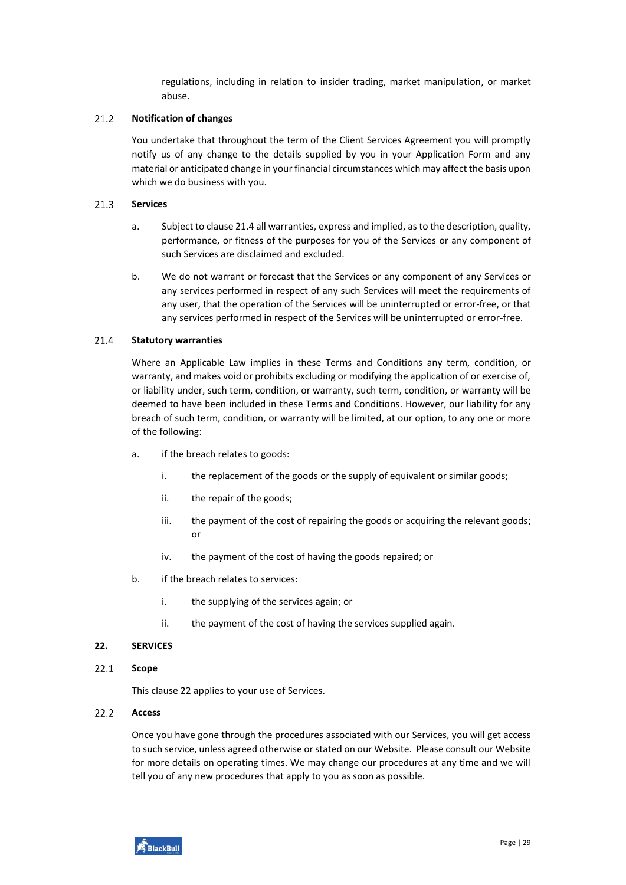regulations, including in relation to insider trading, market manipulation, or market abuse.

### 21.2 Notification of changes

You undertake that throughout the term of the Client Services Agreement you will promptly notify us of any change to the details supplied by you in your Application Form and any material or anticipated change in your financial circumstances which may affect the basis upon which we do business with you.

### 21.3 Services

a. Subject to clause 21.4 all warranties, express and implied, as to the description, quality, performance, or fitness of the purposes for you of the Services or any component of such Services are disclaimed and excluded.

b. We do not warrant or forecast that the Services or any component of any Services or any services performed in respect of any such Services will meet the requirements of any user, that the operation of the Services will be uninterrupted or error-free, or that any services performed in respect of the Services will be uninterrupted or error-free.

### 21.4 Statutory warranties

Where an Applicable Law implies in these Terms and Conditions any term, condition, or warranty, and makes void or prohibits excluding or modifying the application of or exercise of, or liability under, such term, condition, or warranty, such term, condition, or warranty will be deemed to have been included in these Terms and Conditions. However, our liability for any breach of such term, condition, or warranty will be limited, at our option, to any one or more of the following:

a. if the breach relates to goods:

   i. the replacement of the goods or the supply of equivalent or similar goods;

   ii. the repair of the goods;

   iii. the payment of the cost of repairing the goods or acquiring the relevant goods; or

   iv. the payment of the cost of having the goods repaired; or

b. if the breach relates to services:

   i. the supplying of the services again; or

   ii. the payment of the cost of having the services supplied again.

## 22. SERVICES

### 22.1 Scope

This clause 22 applies to your use of Services.

### 22.2 Access

Once you have gone through the procedures associated with our Services, you will get access to such service, unless agreed otherwise or stated on our Website. Please consult our Website for more details on operating times. We may change our procedures at any time and we will tell you of any new procedures that apply to you as soon as possible.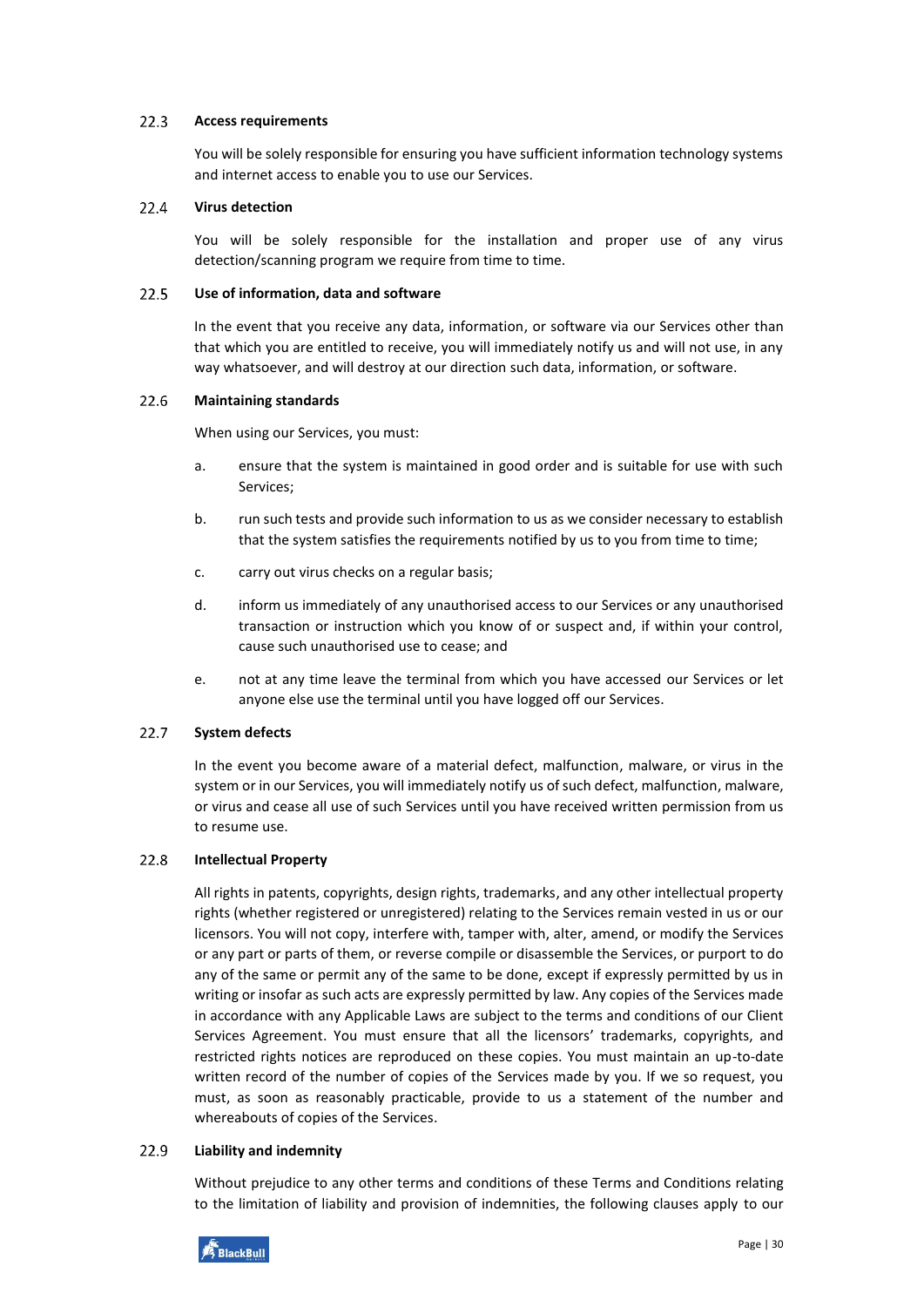### 22.3 Access requirements

You will be solely responsible for ensuring you have sufficient information technology systems and internet access to enable you to use our Services.

### 22.4 Virus detection

You will be solely responsible for the installation and proper use of any virus detection/scanning program we require from time to time.

### 22.5 Use of information, data and software

In the event that you receive any data, information, or software via our Services other than that which you are entitled to receive, you will immediately notify us and will not use, in any way whatsoever, and will destroy at our direction such data, information, or software.

### 22.6 Maintaining standards

When using our Services, you must:

a. ensure that the system is maintained in good order and is suitable for use with such Services;

b. run such tests and provide such information to us as we consider necessary to establish that the system satisfies the requirements notified by us to you from time to time;

c. carry out virus checks on a regular basis;

d. inform us immediately of any unauthorised access to our Services or any unauthorised transaction or instruction which you know of or suspect and, if within your control, cause such unauthorised use to cease; and

e. not at any time leave the terminal from which you have accessed our Services or let anyone else use the terminal until you have logged off our Services.

### 22.7 System defects

In the event you become aware of a material defect, malfunction, malware, or virus in the system or in our Services, you will immediately notify us of such defect, malfunction, malware, or virus and cease all use of such Services until you have received written permission from us to resume use.

### 22.8 Intellectual Property

All rights in patents, copyrights, design rights, trademarks, and any other intellectual property rights (whether registered or unregistered) relating to the Services remain vested in us or our licensors. You will not copy, interfere with, tamper with, alter, amend, or modify the Services or any part or parts of them, or reverse compile or disassemble the Services, or purport to do any of the same or permit any of the same to be done, except if expressly permitted by us in writing or insofar as such acts are expressly permitted by law. Any copies of the Services made in accordance with any Applicable Laws are subject to the terms and conditions of our Client Services Agreement. You must ensure that all the licensors' trademarks, copyrights, and restricted rights notices are reproduced on these copies. You must maintain an up-to-date written record of the number of copies of the Services made by you. If we so request, you must, as soon as reasonably practicable, provide to us a statement of the number and whereabouts of copies of the Services.

### 22.9 Liability and indemnity

Without prejudice to any other terms and conditions of these Terms and Conditions relating to the limitation of liability and provision of indemnities, the following clauses apply to our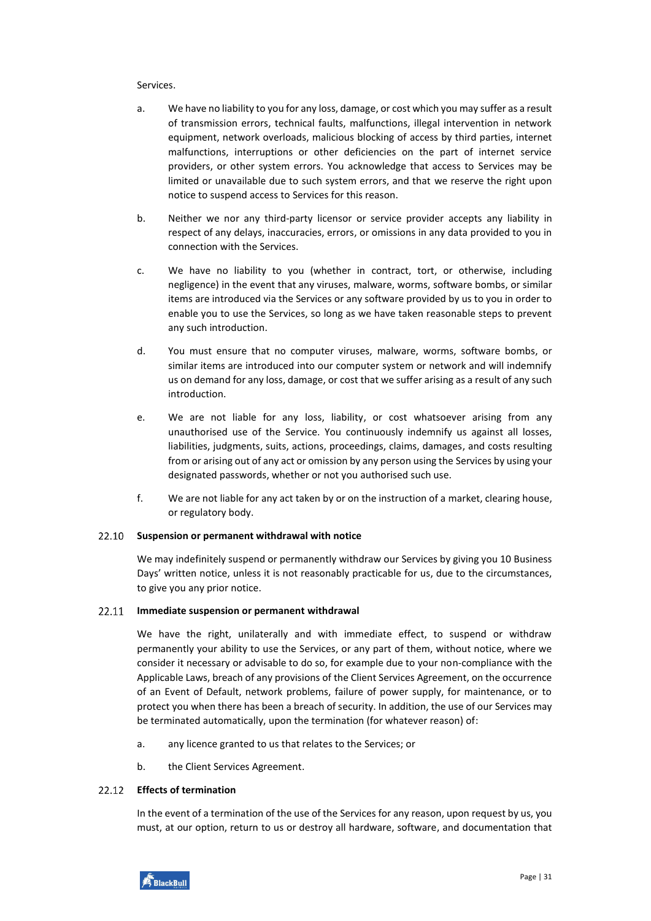Services.

a. We have no liability to you for any loss, damage, or cost which you may suffer as a result of transmission errors, technical faults, malfunctions, illegal intervention in network equipment, network overloads, malicious blocking of access by third parties, internet malfunctions, interruptions or other deficiencies on the part of internet service providers, or other system errors. You acknowledge that access to Services may be limited or unavailable due to such system errors, and that we reserve the right upon notice to suspend access to Services for this reason.

b. Neither we nor any third-party licensor or service provider accepts any liability in respect of any delays, inaccuracies, errors, or omissions in any data provided to you in connection with the Services.

c. We have no liability to you (whether in contract, tort, or otherwise, including negligence) in the event that any viruses, malware, worms, software bombs, or similar items are introduced via the Services or any software provided by us to you in order to enable you to use the Services, so long as we have taken reasonable steps to prevent any such introduction.

d. You must ensure that no computer viruses, malware, worms, software bombs, or similar items are introduced into our computer system or network and will indemnify us on demand for any loss, damage, or cost that we suffer arising as a result of any such introduction.

e. We are not liable for any loss, liability, or cost whatsoever arising from any unauthorised use of the Service. You continuously indemnify us against all losses, liabilities, judgments, suits, actions, proceedings, claims, damages, and costs resulting from or arising out of any act or omission by any person using the Services by using your designated passwords, whether or not you authorised such use.

f. We are not liable for any act taken by or on the instruction of a market, clearing house, or regulatory body.

### 22.10 Suspension or permanent withdrawal with notice

We may indefinitely suspend or permanently withdraw our Services by giving you 10 Business Days' written notice, unless it is not reasonably practicable for us, due to the circumstances, to give you any prior notice.

### 22.11 Immediate suspension or permanent withdrawal

We have the right, unilaterally and with immediate effect, to suspend or withdraw permanently your ability to use the Services, or any part of them, without notice, where we consider it necessary or advisable to do so, for example due to your non-compliance with the Applicable Laws, breach of any provisions of the Client Services Agreement, on the occurrence of an Event of Default, network problems, failure of power supply, for maintenance, or to protect you when there has been a breach of security. In addition, the use of our Services may be terminated automatically, upon the termination (for whatever reason) of:

a. any licence granted to us that relates to the Services; or

b. the Client Services Agreement.

### 22.12 Effects of termination

In the event of a termination of the use of the Services for any reason, upon request by us, you must, at our option, return to us or destroy all hardware, software, and documentation that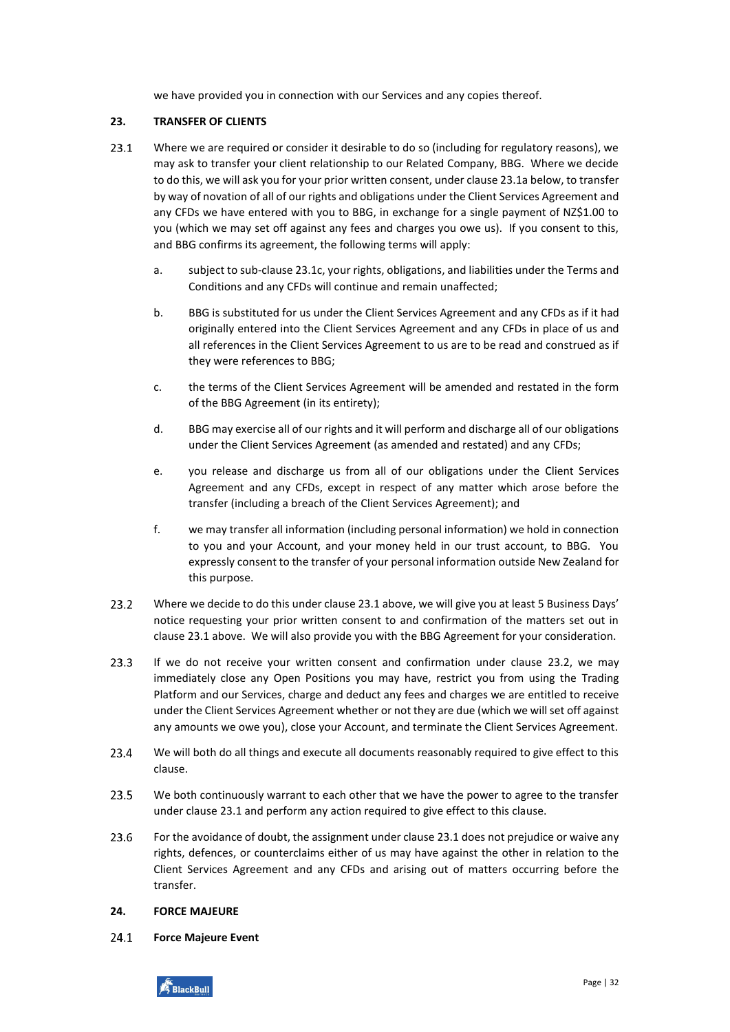we have provided you in connection with our Services and any copies thereof.

## 23. TRANSFER OF CLIENTS

23.1 Where we are required or consider it desirable to do so (including for regulatory reasons), we may ask to transfer your client relationship to our Related Company, BBG. Where we decide to do this, we will ask you for your prior written consent, under clause 23.1a below, to transfer by way of novation of all of our rights and obligations under the Client Services Agreement and any CFDs we have entered with you to BBG, in exchange for a single payment of NZ$1.00 to you (which we may set off against any fees and charges you owe us). If you consent to this, and BBG confirms its agreement, the following terms will apply:

a. subject to sub-clause 23.1c, your rights, obligations, and liabilities under the Terms and Conditions and any CFDs will continue and remain unaffected;

b. BBG is substituted for us under the Client Services Agreement and any CFDs as if it had originally entered into the Client Services Agreement and any CFDs in place of us and all references in the Client Services Agreement to us are to be read and construed as if they were references to BBG;

c. the terms of the Client Services Agreement will be amended and restated in the form of the BBG Agreement (in its entirety);

d. BBG may exercise all of our rights and it will perform and discharge all of our obligations under the Client Services Agreement (as amended and restated) and any CFDs;

e. you release and discharge us from all of our obligations under the Client Services Agreement and any CFDs, except in respect of any matter which arose before the transfer (including a breach of the Client Services Agreement); and

f. we may transfer all information (including personal information) we hold in connection to you and your Account, and your money held in our trust account, to BBG. You expressly consent to the transfer of your personal information outside New Zealand for this purpose.

23.2 Where we decide to do this under clause 23.1 above, we will give you at least 5 Business Days' notice requesting your prior written consent to and confirmation of the matters set out in clause 23.1 above. We will also provide you with the BBG Agreement for your consideration.

23.3 If we do not receive your written consent and confirmation under clause 23.2, we may immediately close any Open Positions you may have, restrict you from using the Trading Platform and our Services, charge and deduct any fees and charges we are entitled to receive under the Client Services Agreement whether or not they are due (which we will set off against any amounts we owe you), close your Account, and terminate the Client Services Agreement.

23.4 We will both do all things and execute all documents reasonably required to give effect to this clause.

23.5 We both continuously warrant to each other that we have the power to agree to the transfer under clause 23.1 and perform any action required to give effect to this clause.

23.6 For the avoidance of doubt, the assignment under clause 23.1 does not prejudice or waive any rights, defences, or counterclaims either of us may have against the other in relation to the Client Services Agreement and any CFDs and arising out of matters occurring before the transfer.

## 24. FORCE MAJEURE

### 24.1 Force Majeure Event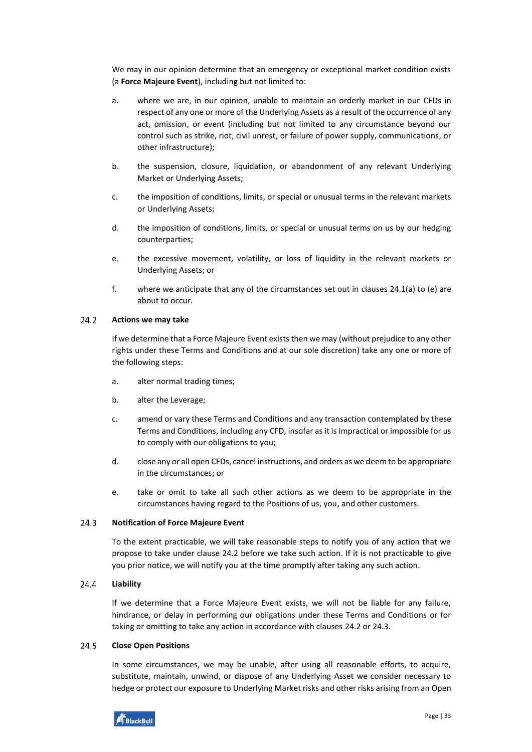We may in our opinion determine that an emergency or exceptional market condition exists (a **Force Majeure Event**), including but not limited to:

a. where we are, in our opinion, unable to maintain an orderly market in our CFDs in respect of any one or more of the Underlying Assets as a result of the occurrence of any act, omission, or event (including but not limited to any circumstance beyond our control such as strike, riot, civil unrest, or failure of power supply, communications, or other infrastructure);

b. the suspension, closure, liquidation, or abandonment of any relevant Underlying Market or Underlying Assets;

c. the imposition of conditions, limits, or special or unusual terms in the relevant markets or Underlying Assets;

d. the imposition of conditions, limits, or special or unusual terms on us by our hedging counterparties;

e. the excessive movement, volatility, or loss of liquidity in the relevant markets or Underlying Assets; or

f. where we anticipate that any of the circumstances set out in clauses 24.1(a) to (e) are about to occur.

### 24.2 Actions we may take

If we determine that a Force Majeure Event exists then we may (without prejudice to any other rights under these Terms and Conditions and at our sole discretion) take any one or more of the following steps:

a. alter normal trading times;

b. alter the Leverage;

c. amend or vary these Terms and Conditions and any transaction contemplated by these Terms and Conditions, including any CFD, insofar as it is impractical or impossible for us to comply with our obligations to you;

d. close any or all open CFDs, cancel instructions, and orders as we deem to be appropriate in the circumstances; or

e. take or omit to take all such other actions as we deem to be appropriate in the circumstances having regard to the Positions of us, you, and other customers.

### 24.3 Notification of Force Majeure Event

To the extent practicable, we will take reasonable steps to notify you of any action that we propose to take under clause 24.2 before we take such action. If it is not practicable to give you prior notice, we will notify you at the time promptly after taking any such action.

### 24.4 Liability

If we determine that a Force Majeure Event exists, we will not be liable for any failure, hindrance, or delay in performing our obligations under these Terms and Conditions or for taking or omitting to take any action in accordance with clauses 24.2 or 24.3.

### 24.5 Close Open Positions

In some circumstances, we may be unable, after using all reasonable efforts, to acquire, substitute, maintain, unwind, or dispose of any Underlying Asset we consider necessary to hedge or protect our exposure to Underlying Market risks and other risks arising from an Open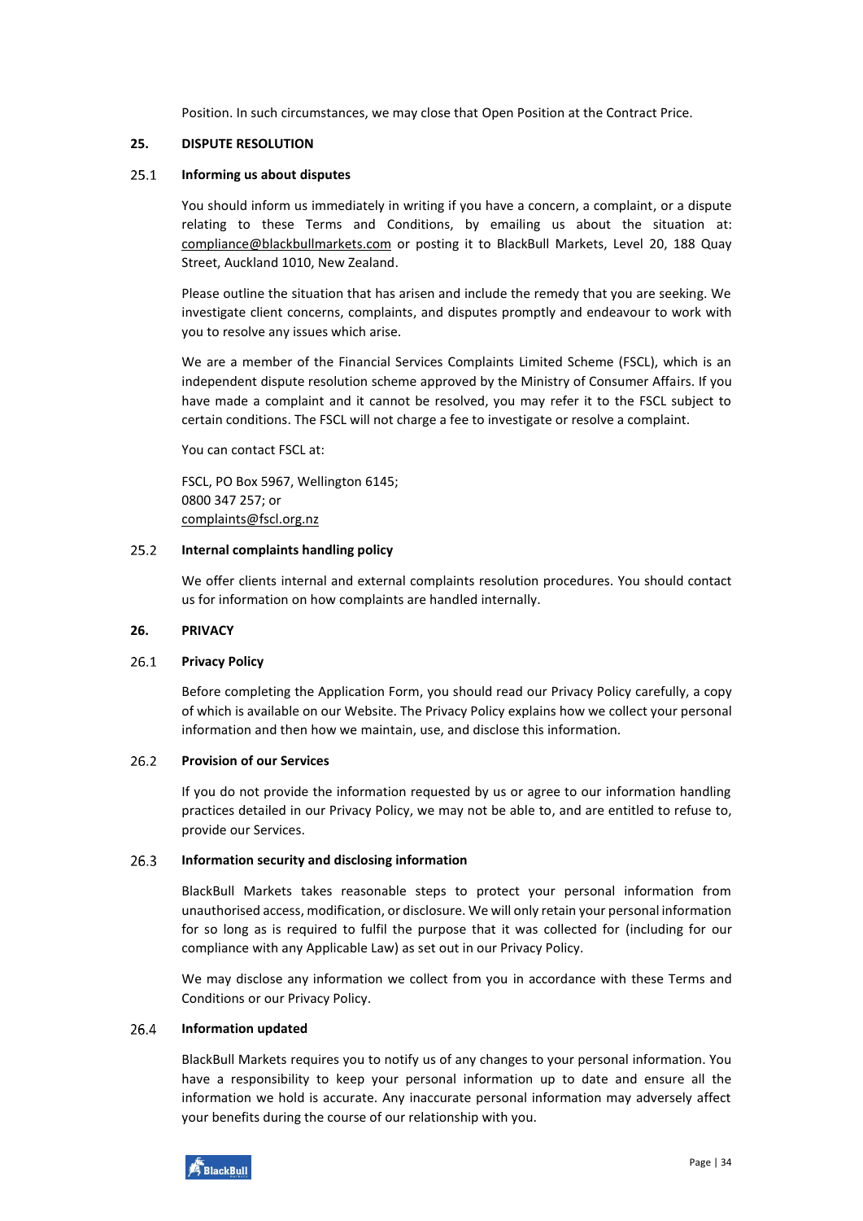Position. In such circumstances, we may close that Open Position at the Contract Price.

## 25. DISPUTE RESOLUTION

### 25.1 Informing us about disputes

You should inform us immediately in writing if you have a concern, a complaint, or a dispute relating to these Terms and Conditions, by emailing us about the situation at: compliance@blackbullmarkets.com or posting it to BlackBull Markets, Level 20, 188 Quay Street, Auckland 1010, New Zealand.

Please outline the situation that has arisen and include the remedy that you are seeking. We investigate client concerns, complaints, and disputes promptly and endeavour to work with you to resolve any issues which arise.

We are a member of the Financial Services Complaints Limited Scheme (FSCL), which is an independent dispute resolution scheme approved by the Ministry of Consumer Affairs. If you have made a complaint and it cannot be resolved, you may refer it to the FSCL subject to certain conditions. The FSCL will not charge a fee to investigate or resolve a complaint.

You can contact FSCL at:

FSCL, PO Box 5967, Wellington 6145;
0800 347 257; or
complaints@fscl.org.nz

### 25.2 Internal complaints handling policy

We offer clients internal and external complaints resolution procedures. You should contact us for information on how complaints are handled internally.

## 26. PRIVACY

### 26.1 Privacy Policy

Before completing the Application Form, you should read our Privacy Policy carefully, a copy of which is available on our Website. The Privacy Policy explains how we collect your personal information and then how we maintain, use, and disclose this information.

### 26.2 Provision of our Services

If you do not provide the information requested by us or agree to our information handling practices detailed in our Privacy Policy, we may not be able to, and are entitled to refuse to, provide our Services.

### 26.3 Information security and disclosing information

BlackBull Markets takes reasonable steps to protect your personal information from unauthorised access, modification, or disclosure. We will only retain your personal information for so long as is required to fulfil the purpose that it was collected for (including for our compliance with any Applicable Law) as set out in our Privacy Policy.

We may disclose any information we collect from you in accordance with these Terms and Conditions or our Privacy Policy.

### 26.4 Information updated

BlackBull Markets requires you to notify us of any changes to your personal information. You have a responsibility to keep your personal information up to date and ensure all the information we hold is accurate. Any inaccurate personal information may adversely affect your benefits during the course of our relationship with you.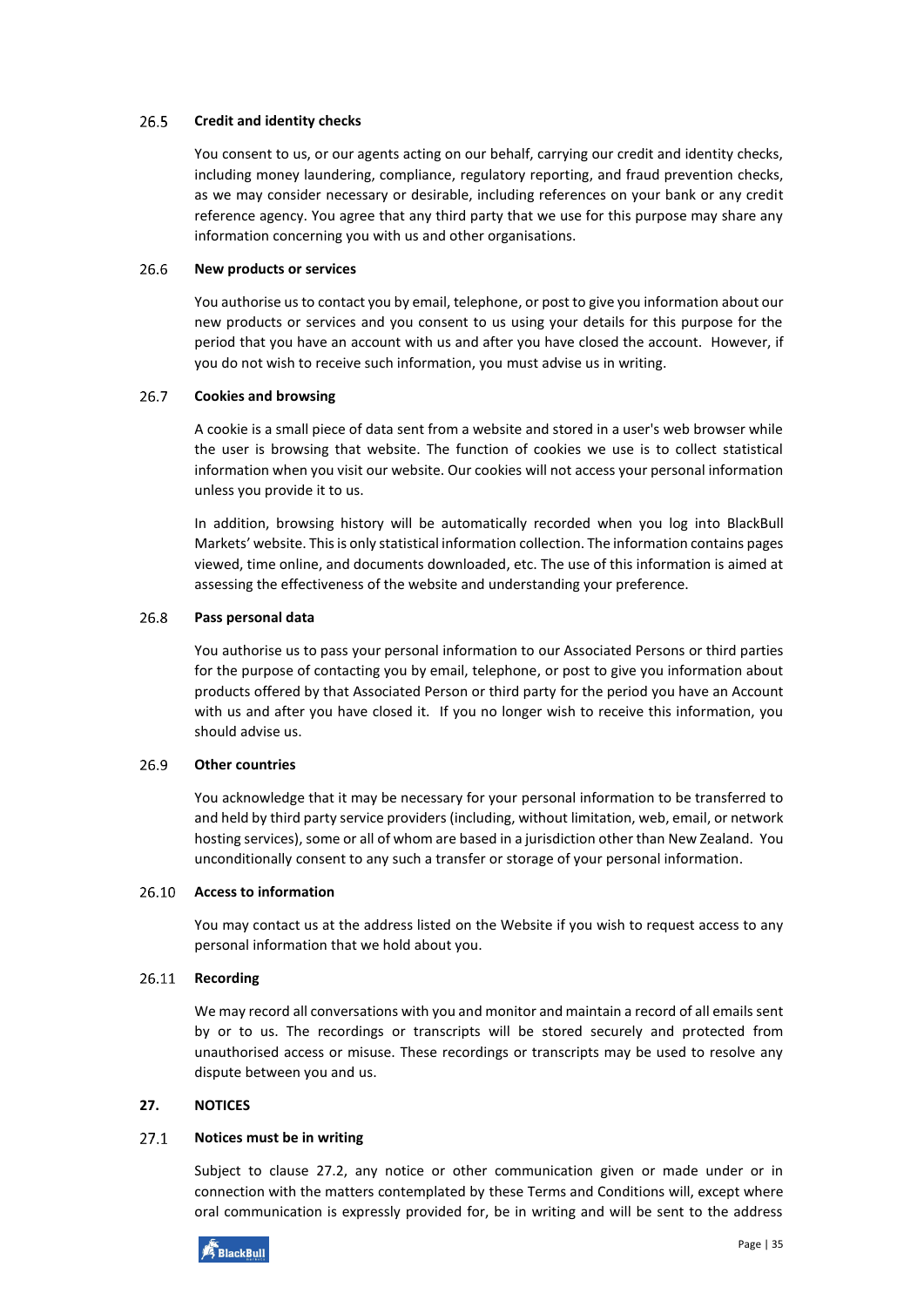### 26.5 Credit and identity checks

You consent to us, or our agents acting on our behalf, carrying our credit and identity checks, including money laundering, compliance, regulatory reporting, and fraud prevention checks, as we may consider necessary or desirable, including references on your bank or any credit reference agency. You agree that any third party that we use for this purpose may share any information concerning you with us and other organisations.

### 26.6 New products or services

You authorise us to contact you by email, telephone, or post to give you information about our new products or services and you consent to us using your details for this purpose for the period that you have an account with us and after you have closed the account. However, if you do not wish to receive such information, you must advise us in writing.

### 26.7 Cookies and browsing

A cookie is a small piece of data sent from a website and stored in a user's web browser while the user is browsing that website. The function of cookies we use is to collect statistical information when you visit our website. Our cookies will not access your personal information unless you provide it to us.

In addition, browsing history will be automatically recorded when you log into BlackBull Markets' website. This is only statistical information collection. The information contains pages viewed, time online, and documents downloaded, etc. The use of this information is aimed at assessing the effectiveness of the website and understanding your preference.

### 26.8 Pass personal data

You authorise us to pass your personal information to our Associated Persons or third parties for the purpose of contacting you by email, telephone, or post to give you information about products offered by that Associated Person or third party for the period you have an Account with us and after you have closed it. If you no longer wish to receive this information, you should advise us.

### 26.9 Other countries

You acknowledge that it may be necessary for your personal information to be transferred to and held by third party service providers (including, without limitation, web, email, or network hosting services), some or all of whom are based in a jurisdiction other than New Zealand. You unconditionally consent to any such a transfer or storage of your personal information.

### 26.10 Access to information

You may contact us at the address listed on the Website if you wish to request access to any personal information that we hold about you.

### 26.11 Recording

We may record all conversations with you and monitor and maintain a record of all emails sent by or to us. The recordings or transcripts will be stored securely and protected from unauthorised access or misuse. These recordings or transcripts may be used to resolve any dispute between you and us.

## 27. NOTICES

### 27.1 Notices must be in writing

Subject to clause 27.2, any notice or other communication given or made under or in connection with the matters contemplated by these Terms and Conditions will, except where oral communication is expressly provided for, be in writing and will be sent to the address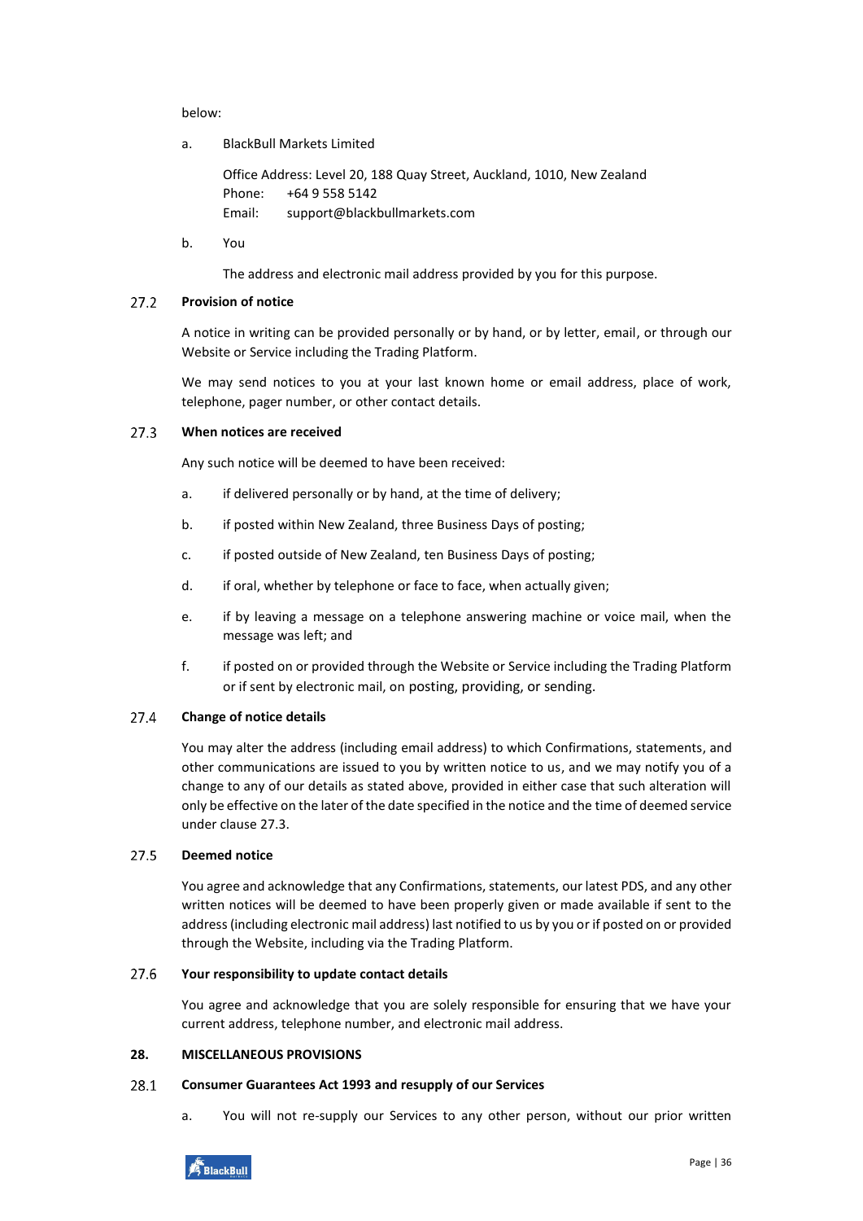below:

a. BlackBull Markets Limited

Office Address: Level 20, 188 Quay Street, Auckland, 1010, New Zealand
Phone: +64 9 558 5142
Email: support@blackbullmarkets.com

b. You

The address and electronic mail address provided by you for this purpose.

### 27.2 Provision of notice

A notice in writing can be provided personally or by hand, or by letter, email, or through our Website or Service including the Trading Platform.

We may send notices to you at your last known home or email address, place of work, telephone, pager number, or other contact details.

### 27.3 When notices are received

Any such notice will be deemed to have been received:

a. if delivered personally or by hand, at the time of delivery;

b. if posted within New Zealand, three Business Days of posting;

c. if posted outside of New Zealand, ten Business Days of posting;

d. if oral, whether by telephone or face to face, when actually given;

e. if by leaving a message on a telephone answering machine or voice mail, when the message was left; and

f. if posted on or provided through the Website or Service including the Trading Platform or if sent by electronic mail, on posting, providing, or sending.

### 27.4 Change of notice details

You may alter the address (including email address) to which Confirmations, statements, and other communications are issued to you by written notice to us, and we may notify you of a change to any of our details as stated above, provided in either case that such alteration will only be effective on the later of the date specified in the notice and the time of deemed service under clause 27.3.

### 27.5 Deemed notice

You agree and acknowledge that any Confirmations, statements, our latest PDS, and any other written notices will be deemed to have been properly given or made available if sent to the address (including electronic mail address) last notified to us by you or if posted on or provided through the Website, including via the Trading Platform.

### 27.6 Your responsibility to update contact details

You agree and acknowledge that you are solely responsible for ensuring that we have your current address, telephone number, and electronic mail address.

## 28. MISCELLANEOUS PROVISIONS

### 28.1 Consumer Guarantees Act 1993 and resupply of our Services

a. You will not re-supply our Services to any other person, without our prior written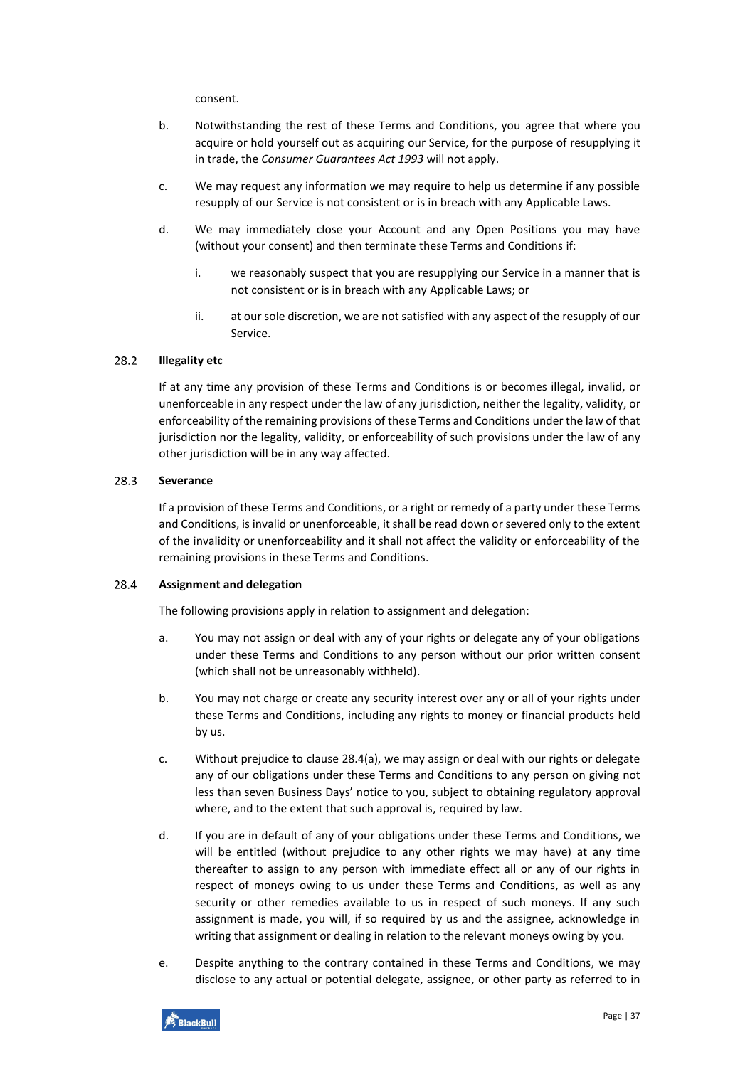consent.

b. Notwithstanding the rest of these Terms and Conditions, you agree that where you acquire or hold yourself out as acquiring our Service, for the purpose of resupplying it in trade, the *Consumer Guarantees Act 1993* will not apply.

c. We may request any information we may require to help us determine if any possible resupply of our Service is not consistent or is in breach with any Applicable Laws.

d. We may immediately close your Account and any Open Positions you may have (without your consent) and then terminate these Terms and Conditions if:

   i. we reasonably suspect that you are resupplying our Service in a manner that is not consistent or is in breach with any Applicable Laws; or

   ii. at our sole discretion, we are not satisfied with any aspect of the resupply of our Service.

### 28.2 Illegality etc

If at any time any provision of these Terms and Conditions is or becomes illegal, invalid, or unenforceable in any respect under the law of any jurisdiction, neither the legality, validity, or enforceability of the remaining provisions of these Terms and Conditions under the law of that jurisdiction nor the legality, validity, or enforceability of such provisions under the law of any other jurisdiction will be in any way affected.

### 28.3 Severance

If a provision of these Terms and Conditions, or a right or remedy of a party under these Terms and Conditions, is invalid or unenforceable, it shall be read down or severed only to the extent of the invalidity or unenforceability and it shall not affect the validity or enforceability of the remaining provisions in these Terms and Conditions.

### 28.4 Assignment and delegation

The following provisions apply in relation to assignment and delegation:

a. You may not assign or deal with any of your rights or delegate any of your obligations under these Terms and Conditions to any person without our prior written consent (which shall not be unreasonably withheld).

b. You may not charge or create any security interest over any or all of your rights under these Terms and Conditions, including any rights to money or financial products held by us.

c. Without prejudice to clause 28.4(a), we may assign or deal with our rights or delegate any of our obligations under these Terms and Conditions to any person on giving not less than seven Business Days' notice to you, subject to obtaining regulatory approval where, and to the extent that such approval is, required by law.

d. If you are in default of any of your obligations under these Terms and Conditions, we will be entitled (without prejudice to any other rights we may have) at any time thereafter to assign to any person with immediate effect all or any of our rights in respect of moneys owing to us under these Terms and Conditions, as well as any security or other remedies available to us in respect of such moneys. If any such assignment is made, you will, if so required by us and the assignee, acknowledge in writing that assignment or dealing in relation to the relevant moneys owing by you.

e. Despite anything to the contrary contained in these Terms and Conditions, we may disclose to any actual or potential delegate, assignee, or other party as referred to in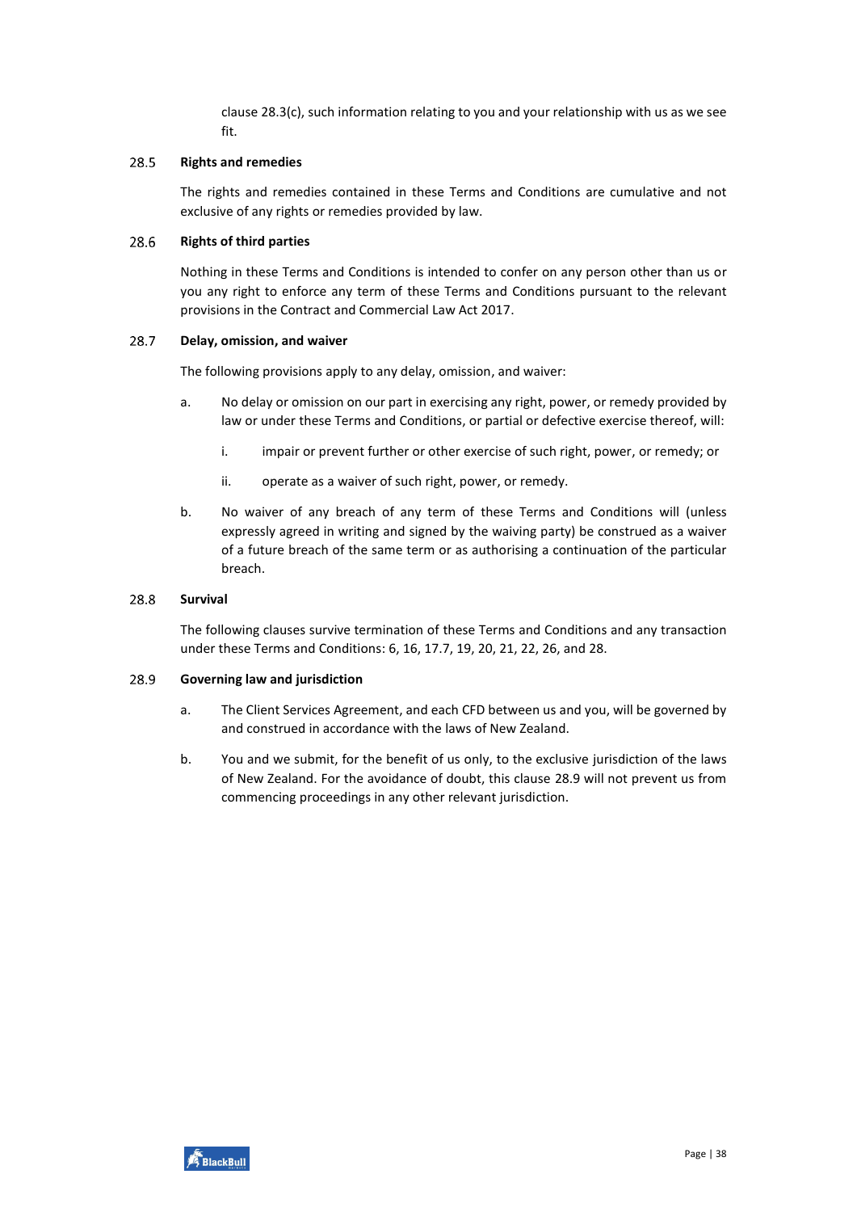clause 28.3(c), such information relating to you and your relationship with us as we see fit.

### 28.5 Rights and remedies

The rights and remedies contained in these Terms and Conditions are cumulative and not exclusive of any rights or remedies provided by law.

### 28.6 Rights of third parties

Nothing in these Terms and Conditions is intended to confer on any person other than us or you any right to enforce any term of these Terms and Conditions pursuant to the relevant provisions in the Contract and Commercial Law Act 2017.

### 28.7 Delay, omission, and waiver

The following provisions apply to any delay, omission, and waiver:

a. No delay or omission on our part in exercising any right, power, or remedy provided by law or under these Terms and Conditions, or partial or defective exercise thereof, will:

   i. impair or prevent further or other exercise of such right, power, or remedy; or

   ii. operate as a waiver of such right, power, or remedy.

b. No waiver of any breach of any term of these Terms and Conditions will (unless expressly agreed in writing and signed by the waiving party) be construed as a waiver of a future breach of the same term or as authorising a continuation of the particular breach.

### 28.8 Survival

The following clauses survive termination of these Terms and Conditions and any transaction under these Terms and Conditions: 6, 16, 17.7, 19, 20, 21, 22, 26, and 28.

### 28.9 Governing law and jurisdiction

a. The Client Services Agreement, and each CFD between us and you, will be governed by and construed in accordance with the laws of New Zealand.

b. You and we submit, for the benefit of us only, to the exclusive jurisdiction of the laws of New Zealand. For the avoidance of doubt, this clause 28.9 will not prevent us from commencing proceedings in any other relevant jurisdiction.